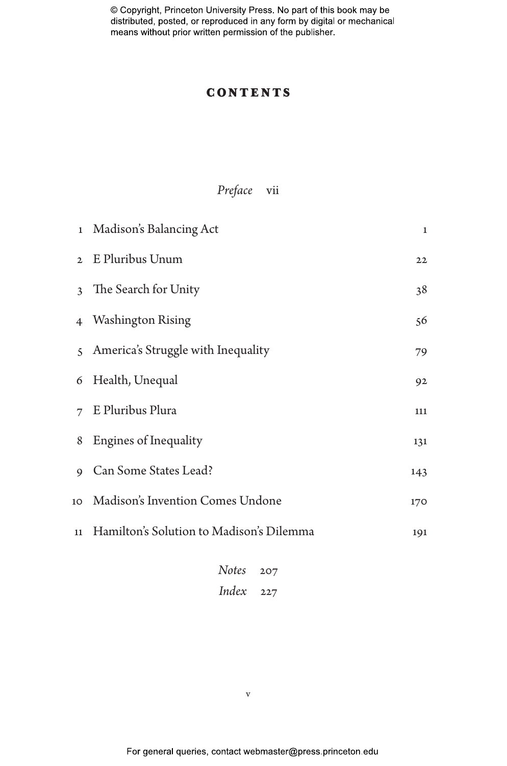# CONTENTS

*Preface* vii

| | | |
|---|---|---|
| 1 | Madison's Balancing Act | 1 |
| 2 | E Pluribus Unum | 22 |
| 3 | The Search for Unity | 38 |
| 4 | Washington Rising | 56 |
| 5 | America's Struggle with Inequality | 79 |
| 6 | Health, Unequal | 92 |
| 7 | E Pluribus Plura | 111 |
| 8 | Engines of Inequality | 131 |
| 9 | Can Some States Lead? | 143 |
| 10 | Madison's Invention Comes Undone | 170 |
| 11 | Hamilton's Solution to Madison's Dilemma | 191 |

*Notes* 207

*Index* 227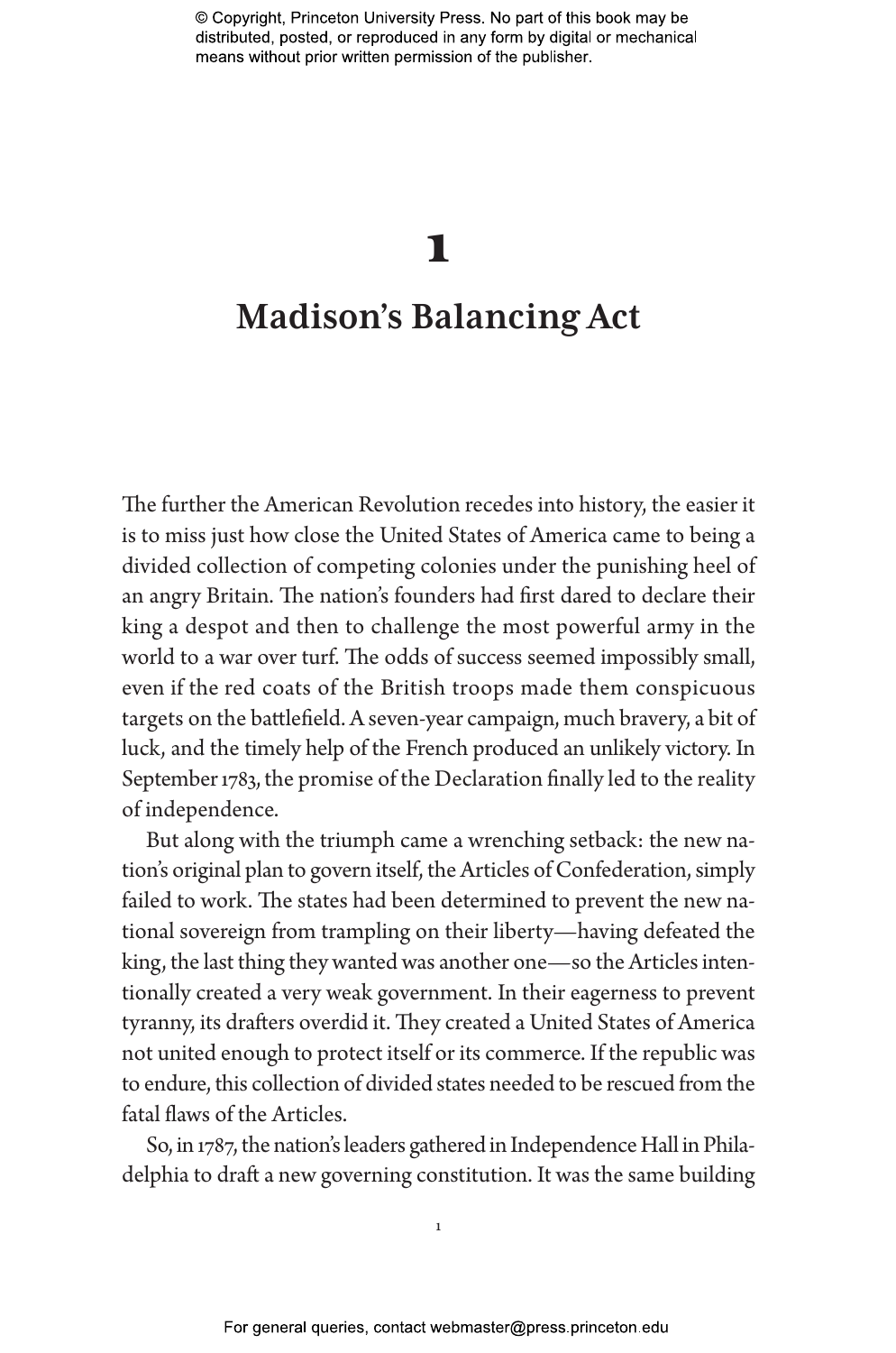# 1

# Madison's Balancing Act

The further the American Revolution recedes into history, the easier it is to miss just how close the United States of America came to being a divided collection of competing colonies under the punishing heel of an angry Britain. The nation's founders had first dared to declare their king a despot and then to challenge the most powerful army in the world to a war over turf. The odds of success seemed impossibly small, even if the red coats of the British troops made them conspicuous targets on the battlefield. A seven-year campaign, much bravery, a bit of luck, and the timely help of the French produced an unlikely victory. In September 1783, the promise of the Declaration finally led to the reality of independence.

But along with the triumph came a wrenching setback: the new nation's original plan to govern itself, the Articles of Confederation, simply failed to work. The states had been determined to prevent the new national sovereign from trampling on their liberty—having defeated the king, the last thing they wanted was another one—so the Articles intentionally created a very weak government. In their eagerness to prevent tyranny, its drafters overdid it. They created a United States of America not united enough to protect itself or its commerce. If the republic was to endure, this collection of divided states needed to be rescued from the fatal flaws of the Articles.

So, in 1787, the nation's leaders gathered in Independence Hall in Philadelphia to draft a new governing constitution. It was the same building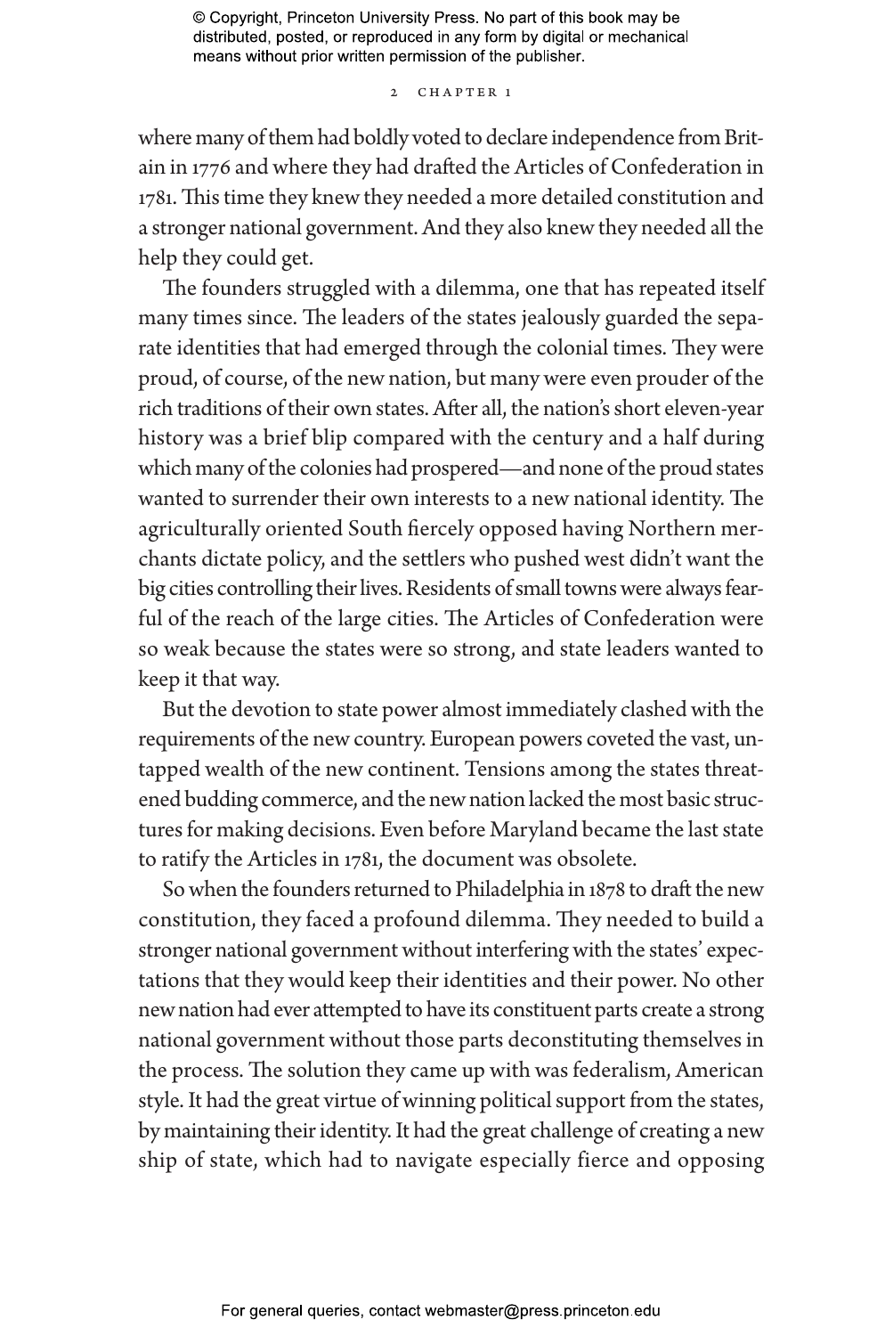where many of them had boldly voted to declare independence from Britain in 1776 and where they had drafted the Articles of Confederation in 1781. This time they knew they needed a more detailed constitution and a stronger national government. And they also knew they needed all the help they could get.

The founders struggled with a dilemma, one that has repeated itself many times since. The leaders of the states jealously guarded the separate identities that had emerged through the colonial times. They were proud, of course, of the new nation, but many were even prouder of the rich traditions of their own states. After all, the nation's short eleven-year history was a brief blip compared with the century and a half during which many of the colonies had prospered—and none of the proud states wanted to surrender their own interests to a new national identity. The agriculturally oriented South fiercely opposed having Northern merchants dictate policy, and the settlers who pushed west didn't want the big cities controlling their lives. Residents of small towns were always fearful of the reach of the large cities. The Articles of Confederation were so weak because the states were so strong, and state leaders wanted to keep it that way.

But the devotion to state power almost immediately clashed with the requirements of the new country. European powers coveted the vast, untapped wealth of the new continent. Tensions among the states threatened budding commerce, and the new nation lacked the most basic structures for making decisions. Even before Maryland became the last state to ratify the Articles in 1781, the document was obsolete.

So when the founders returned to Philadelphia in 1878 to draft the new constitution, they faced a profound dilemma. They needed to build a stronger national government without interfering with the states' expectations that they would keep their identities and their power. No other new nation had ever attempted to have its constituent parts create a strong national government without those parts deconstituting themselves in the process. The solution they came up with was federalism, American style. It had the great virtue of winning political support from the states, by maintaining their identity. It had the great challenge of creating a new ship of state, which had to navigate especially fierce and opposing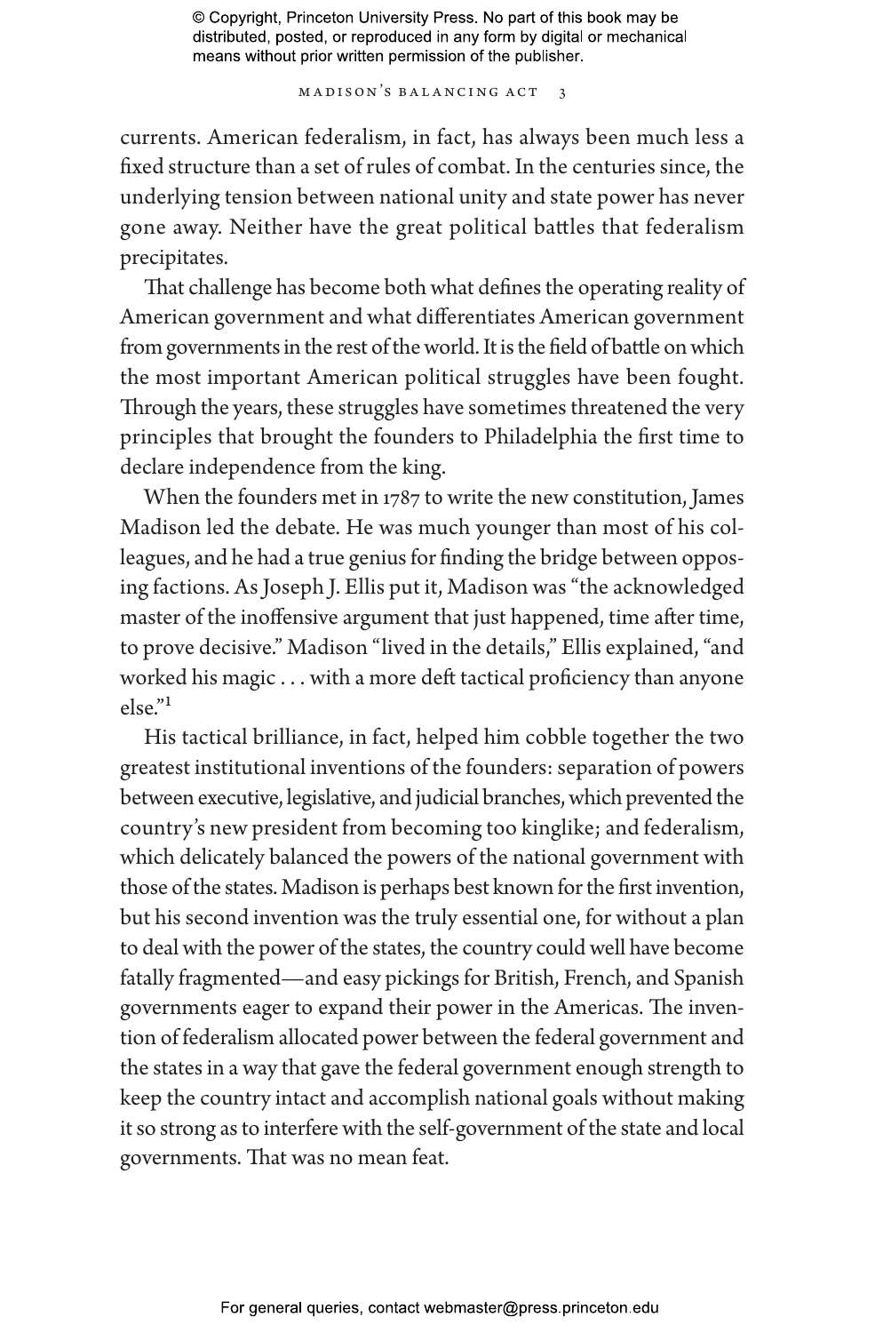currents. American federalism, in fact, has always been much less a fixed structure than a set of rules of combat. In the centuries since, the underlying tension between national unity and state power has never gone away. Neither have the great political battles that federalism precipitates.

That challenge has become both what defines the operating reality of American government and what differentiates American government from governments in the rest of the world. It is the field of battle on which the most important American political struggles have been fought. Through the years, these struggles have sometimes threatened the very principles that brought the founders to Philadelphia the first time to declare independence from the king.

When the founders met in 1787 to write the new constitution, James Madison led the debate. He was much younger than most of his colleagues, and he had a true genius for finding the bridge between opposing factions. As Joseph J. Ellis put it, Madison was "the acknowledged master of the inoffensive argument that just happened, time after time, to prove decisive." Madison "lived in the details," Ellis explained, "and worked his magic . . . with a more deft tactical proficiency than anyone else."[1]

His tactical brilliance, in fact, helped him cobble together the two greatest institutional inventions of the founders: separation of powers between executive, legislative, and judicial branches, which prevented the country's new president from becoming too kinglike; and federalism, which delicately balanced the powers of the national government with those of the states. Madison is perhaps best known for the first invention, but his second invention was the truly essential one, for without a plan to deal with the power of the states, the country could well have become fatally fragmented—and easy pickings for British, French, and Spanish governments eager to expand their power in the Americas. The invention of federalism allocated power between the federal government and the states in a way that gave the federal government enough strength to keep the country intact and accomplish national goals without making it so strong as to interfere with the self-government of the state and local governments. That was no mean feat.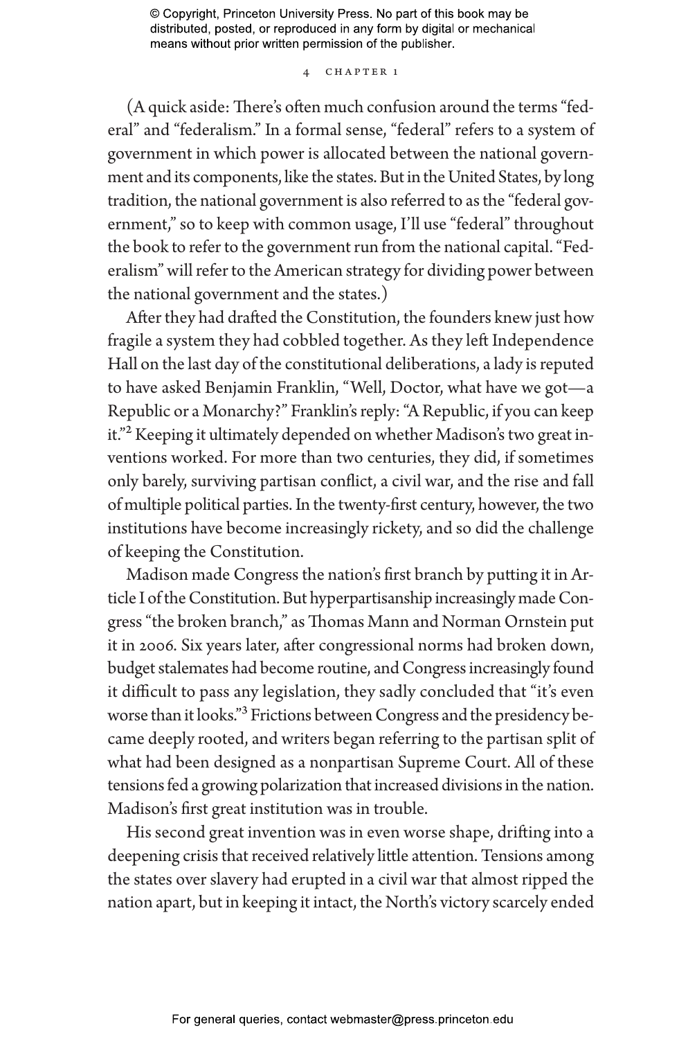(A quick aside: There's often much confusion around the terms "federal" and "federalism." In a formal sense, "federal" refers to a system of government in which power is allocated between the national government and its components, like the states. But in the United States, by long tradition, the national government is also referred to as the "federal government," so to keep with common usage, I'll use "federal" throughout the book to refer to the government run from the national capital. "Federalism" will refer to the American strategy for dividing power between the national government and the states.)

After they had drafted the Constitution, the founders knew just how fragile a system they had cobbled together. As they left Independence Hall on the last day of the constitutional deliberations, a lady is reputed to have asked Benjamin Franklin, "Well, Doctor, what have we got—a Republic or a Monarchy?" Franklin's reply: "A Republic, if you can keep it."[2] Keeping it ultimately depended on whether Madison's two great inventions worked. For more than two centuries, they did, if sometimes only barely, surviving partisan conflict, a civil war, and the rise and fall of multiple political parties. In the twenty-first century, however, the two institutions have become increasingly rickety, and so did the challenge of keeping the Constitution.

Madison made Congress the nation's first branch by putting it in Article I of the Constitution. But hyperpartisanship increasingly made Congress "the broken branch," as Thomas Mann and Norman Ornstein put it in 2006. Six years later, after congressional norms had broken down, budget stalemates had become routine, and Congress increasingly found it difficult to pass any legislation, they sadly concluded that "it's even worse than it looks."[3] Frictions between Congress and the presidency became deeply rooted, and writers began referring to the partisan split of what had been designed as a nonpartisan Supreme Court. All of these tensions fed a growing polarization that increased divisions in the nation. Madison's first great institution was in trouble.

His second great invention was in even worse shape, drifting into a deepening crisis that received relatively little attention. Tensions among the states over slavery had erupted in a civil war that almost ripped the nation apart, but in keeping it intact, the North's victory scarcely ended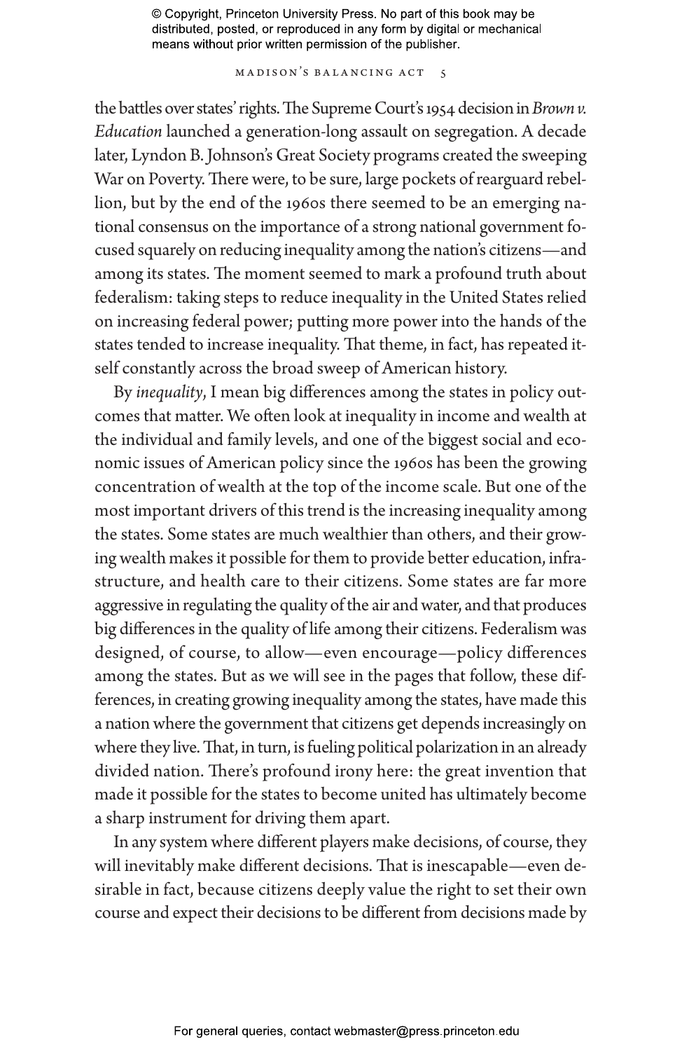the battles over states' rights. The Supreme Court's 1954 decision in *Brown v. Education* launched a generation-long assault on segregation. A decade later, Lyndon B. Johnson's Great Society programs created the sweeping War on Poverty. There were, to be sure, large pockets of rearguard rebellion, but by the end of the 1960s there seemed to be an emerging national consensus on the importance of a strong national government focused squarely on reducing inequality among the nation's citizens—and among its states. The moment seemed to mark a profound truth about federalism: taking steps to reduce inequality in the United States relied on increasing federal power; putting more power into the hands of the states tended to increase inequality. That theme, in fact, has repeated itself constantly across the broad sweep of American history.

By *inequality*, I mean big differences among the states in policy outcomes that matter. We often look at inequality in income and wealth at the individual and family levels, and one of the biggest social and economic issues of American policy since the 1960s has been the growing concentration of wealth at the top of the income scale. But one of the most important drivers of this trend is the increasing inequality among the states. Some states are much wealthier than others, and their growing wealth makes it possible for them to provide better education, infrastructure, and health care to their citizens. Some states are far more aggressive in regulating the quality of the air and water, and that produces big differences in the quality of life among their citizens. Federalism was designed, of course, to allow—even encourage—policy differences among the states. But as we will see in the pages that follow, these differences, in creating growing inequality among the states, have made this a nation where the government that citizens get depends increasingly on where they live. That, in turn, is fueling political polarization in an already divided nation. There's profound irony here: the great invention that made it possible for the states to become united has ultimately become a sharp instrument for driving them apart.

In any system where different players make decisions, of course, they will inevitably make different decisions. That is inescapable—even desirable in fact, because citizens deeply value the right to set their own course and expect their decisions to be different from decisions made by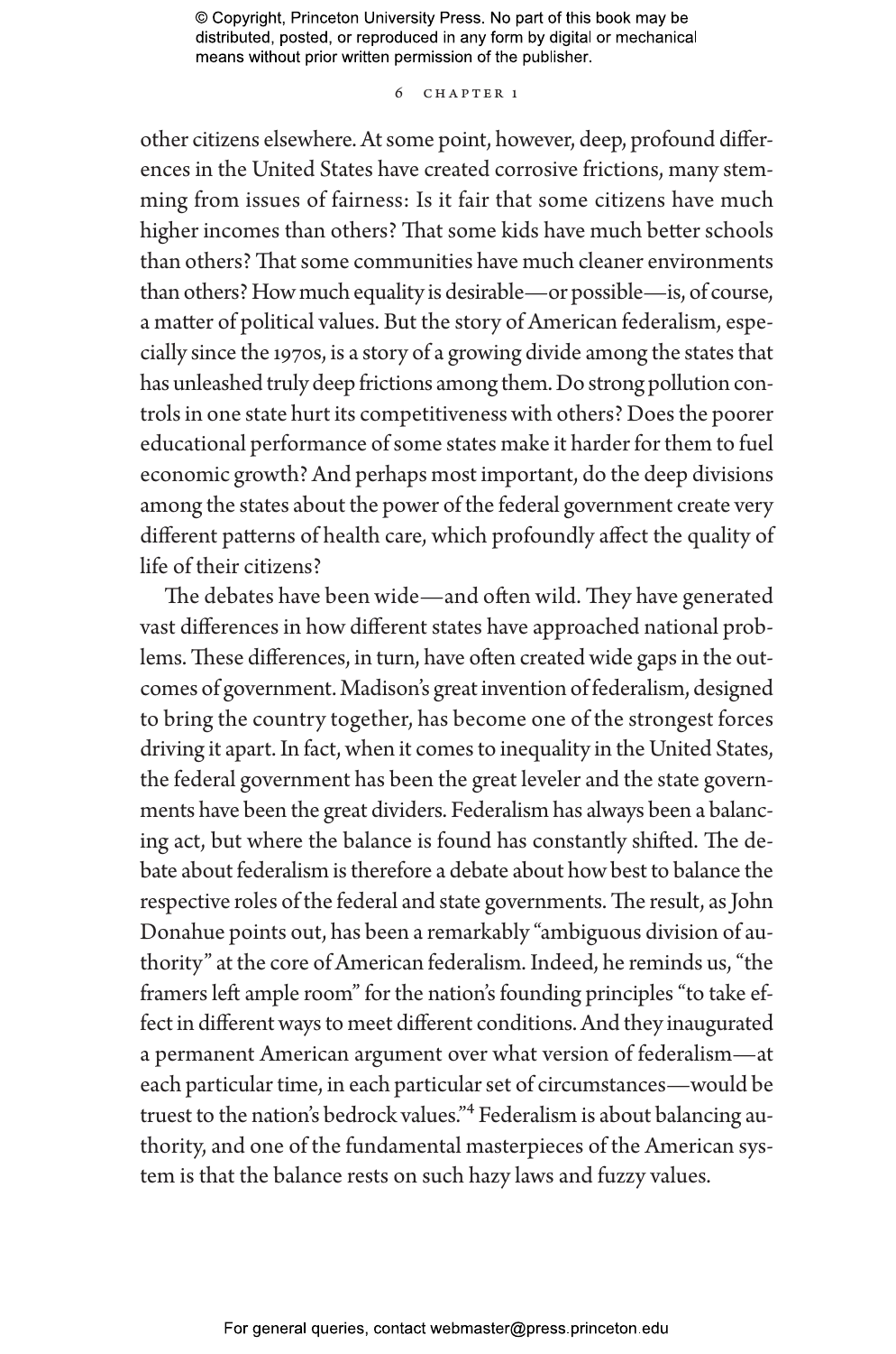other citizens elsewhere. At some point, however, deep, profound differences in the United States have created corrosive frictions, many stemming from issues of fairness: Is it fair that some citizens have much higher incomes than others? That some kids have much better schools than others? That some communities have much cleaner environments than others? How much equality is desirable—or possible—is, of course, a matter of political values. But the story of American federalism, especially since the 1970s, is a story of a growing divide among the states that has unleashed truly deep frictions among them. Do strong pollution controls in one state hurt its competitiveness with others? Does the poorer educational performance of some states make it harder for them to fuel economic growth? And perhaps most important, do the deep divisions among the states about the power of the federal government create very different patterns of health care, which profoundly affect the quality of life of their citizens?

The debates have been wide—and often wild. They have generated vast differences in how different states have approached national problems. These differences, in turn, have often created wide gaps in the outcomes of government. Madison's great invention of federalism, designed to bring the country together, has become one of the strongest forces driving it apart. In fact, when it comes to inequality in the United States, the federal government has been the great leveler and the state governments have been the great dividers. Federalism has always been a balancing act, but where the balance is found has constantly shifted. The debate about federalism is therefore a debate about how best to balance the respective roles of the federal and state governments. The result, as John Donahue points out, has been a remarkably "ambiguous division of authority" at the core of American federalism. Indeed, he reminds us, "the framers left ample room" for the nation's founding principles "to take effect in different ways to meet different conditions. And they inaugurated a permanent American argument over what version of federalism—at each particular time, in each particular set of circumstances—would be truest to the nation's bedrock values."[4] Federalism is about balancing authority, and one of the fundamental masterpieces of the American system is that the balance rests on such hazy laws and fuzzy values.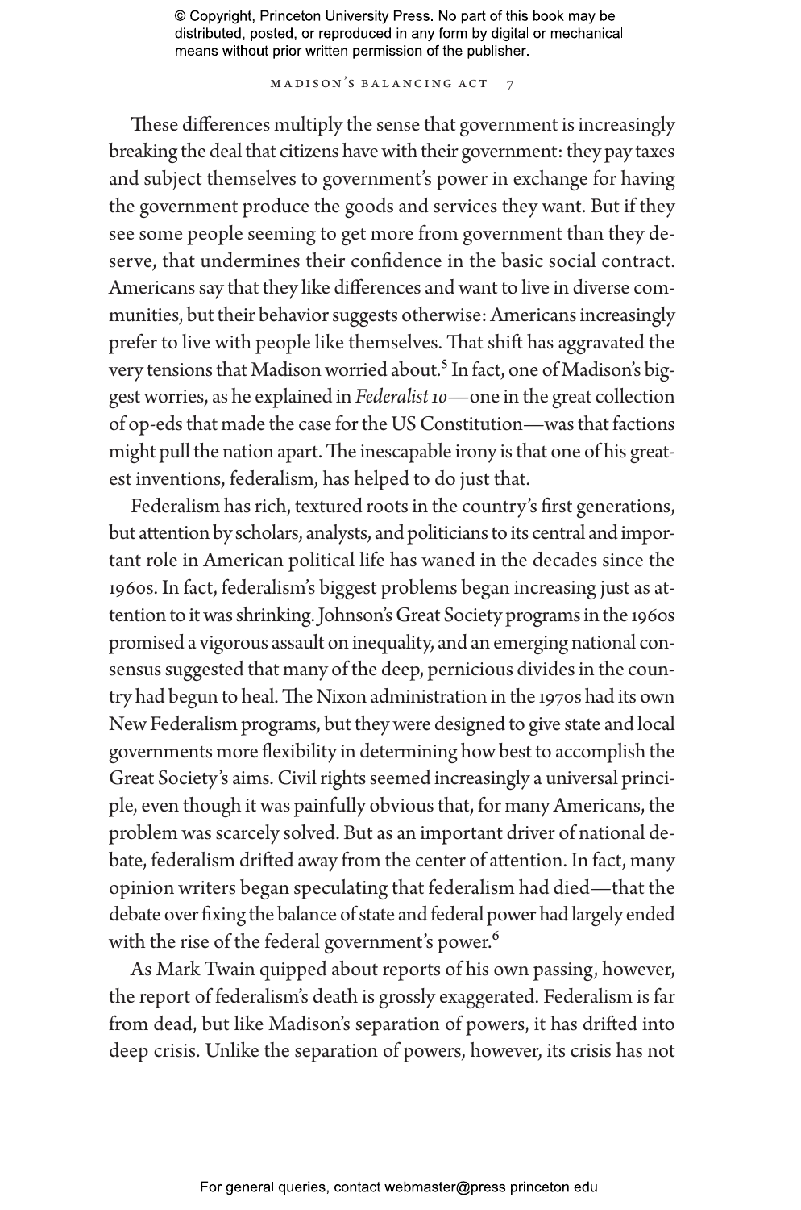These differences multiply the sense that government is increasingly breaking the deal that citizens have with their government: they pay taxes and subject themselves to government's power in exchange for having the government produce the goods and services they want. But if they see some people seeming to get more from government than they deserve, that undermines their confidence in the basic social contract. Americans say that they like differences and want to live in diverse communities, but their behavior suggests otherwise: Americans increasingly prefer to live with people like themselves. That shift has aggravated the very tensions that Madison worried about.[5] In fact, one of Madison's biggest worries, as he explained in *Federalist 10*—one in the great collection of op-eds that made the case for the US Constitution—was that factions might pull the nation apart. The inescapable irony is that one of his greatest inventions, federalism, has helped to do just that.

Federalism has rich, textured roots in the country's first generations, but attention by scholars, analysts, and politicians to its central and important role in American political life has waned in the decades since the 1960s. In fact, federalism's biggest problems began increasing just as attention to it was shrinking. Johnson's Great Society programs in the 1960s promised a vigorous assault on inequality, and an emerging national consensus suggested that many of the deep, pernicious divides in the country had begun to heal. The Nixon administration in the 1970s had its own New Federalism programs, but they were designed to give state and local governments more flexibility in determining how best to accomplish the Great Society's aims. Civil rights seemed increasingly a universal principle, even though it was painfully obvious that, for many Americans, the problem was scarcely solved. But as an important driver of national debate, federalism drifted away from the center of attention. In fact, many opinion writers began speculating that federalism had died—that the debate over fixing the balance of state and federal power had largely ended with the rise of the federal government's power.[6]

As Mark Twain quipped about reports of his own passing, however, the report of federalism's death is grossly exaggerated. Federalism is far from dead, but like Madison's separation of powers, it has drifted into deep crisis. Unlike the separation of powers, however, its crisis has not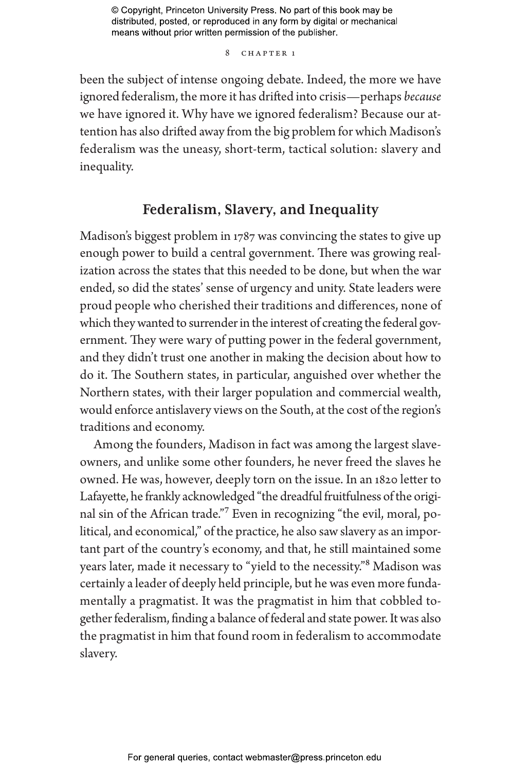been the subject of intense ongoing debate. Indeed, the more we have ignored federalism, the more it has drifted into crisis—perhaps *because* we have ignored it. Why have we ignored federalism? Because our attention has also drifted away from the big problem for which Madison's federalism was the uneasy, short-term, tactical solution: slavery and inequality.

## Federalism, Slavery, and Inequality

Madison's biggest problem in 1787 was convincing the states to give up enough power to build a central government. There was growing realization across the states that this needed to be done, but when the war ended, so did the states' sense of urgency and unity. State leaders were proud people who cherished their traditions and differences, none of which they wanted to surrender in the interest of creating the federal government. They were wary of putting power in the federal government, and they didn't trust one another in making the decision about how to do it. The Southern states, in particular, anguished over whether the Northern states, with their larger population and commercial wealth, would enforce antislavery views on the South, at the cost of the region's traditions and economy.

Among the founders, Madison in fact was among the largest slaveowners, and unlike some other founders, he never freed the slaves he owned. He was, however, deeply torn on the issue. In an 1820 letter to Lafayette, he frankly acknowledged "the dreadful fruitfulness of the original sin of the African trade."[7] Even in recognizing "the evil, moral, political, and economical," of the practice, he also saw slavery as an important part of the country's economy, and that, he still maintained some years later, made it necessary to "yield to the necessity."[8] Madison was certainly a leader of deeply held principle, but he was even more fundamentally a pragmatist. It was the pragmatist in him that cobbled together federalism, finding a balance of federal and state power. It was also the pragmatist in him that found room in federalism to accommodate slavery.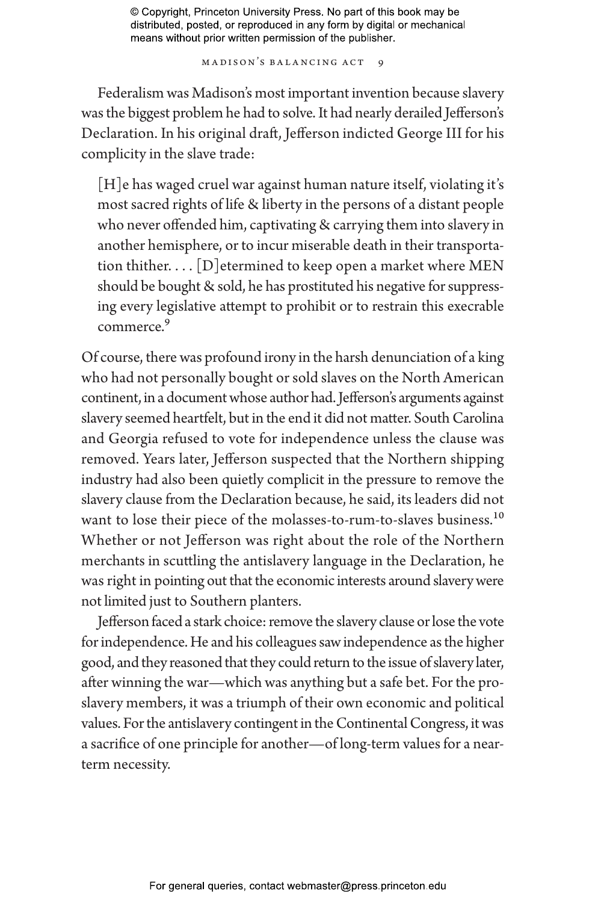Federalism was Madison's most important invention because slavery was the biggest problem he had to solve. It had nearly derailed Jefferson's Declaration. In his original draft, Jefferson indicted George III for his complicity in the slave trade:

> [H]e has waged cruel war against human nature itself, violating it's most sacred rights of life & liberty in the persons of a distant people who never offended him, captivating & carrying them into slavery in another hemisphere, or to incur miserable death in their transportation thither. . . . [D]etermined to keep open a market where MEN should be bought & sold, he has prostituted his negative for suppressing every legislative attempt to prohibit or to restrain this execrable commerce.[9]

Of course, there was profound irony in the harsh denunciation of a king who had not personally bought or sold slaves on the North American continent, in a document whose author had. Jefferson's arguments against slavery seemed heartfelt, but in the end it did not matter. South Carolina and Georgia refused to vote for independence unless the clause was removed. Years later, Jefferson suspected that the Northern shipping industry had also been quietly complicit in the pressure to remove the slavery clause from the Declaration because, he said, its leaders did not want to lose their piece of the molasses-to-rum-to-slaves business.[10] Whether or not Jefferson was right about the role of the Northern merchants in scuttling the antislavery language in the Declaration, he was right in pointing out that the economic interests around slavery were not limited just to Southern planters.

Jefferson faced a stark choice: remove the slavery clause or lose the vote for independence. He and his colleagues saw independence as the higher good, and they reasoned that they could return to the issue of slavery later, after winning the war—which was anything but a safe bet. For the proslavery members, it was a triumph of their own economic and political values. For the antislavery contingent in the Continental Congress, it was a sacrifice of one principle for another—of long-term values for a near-term necessity.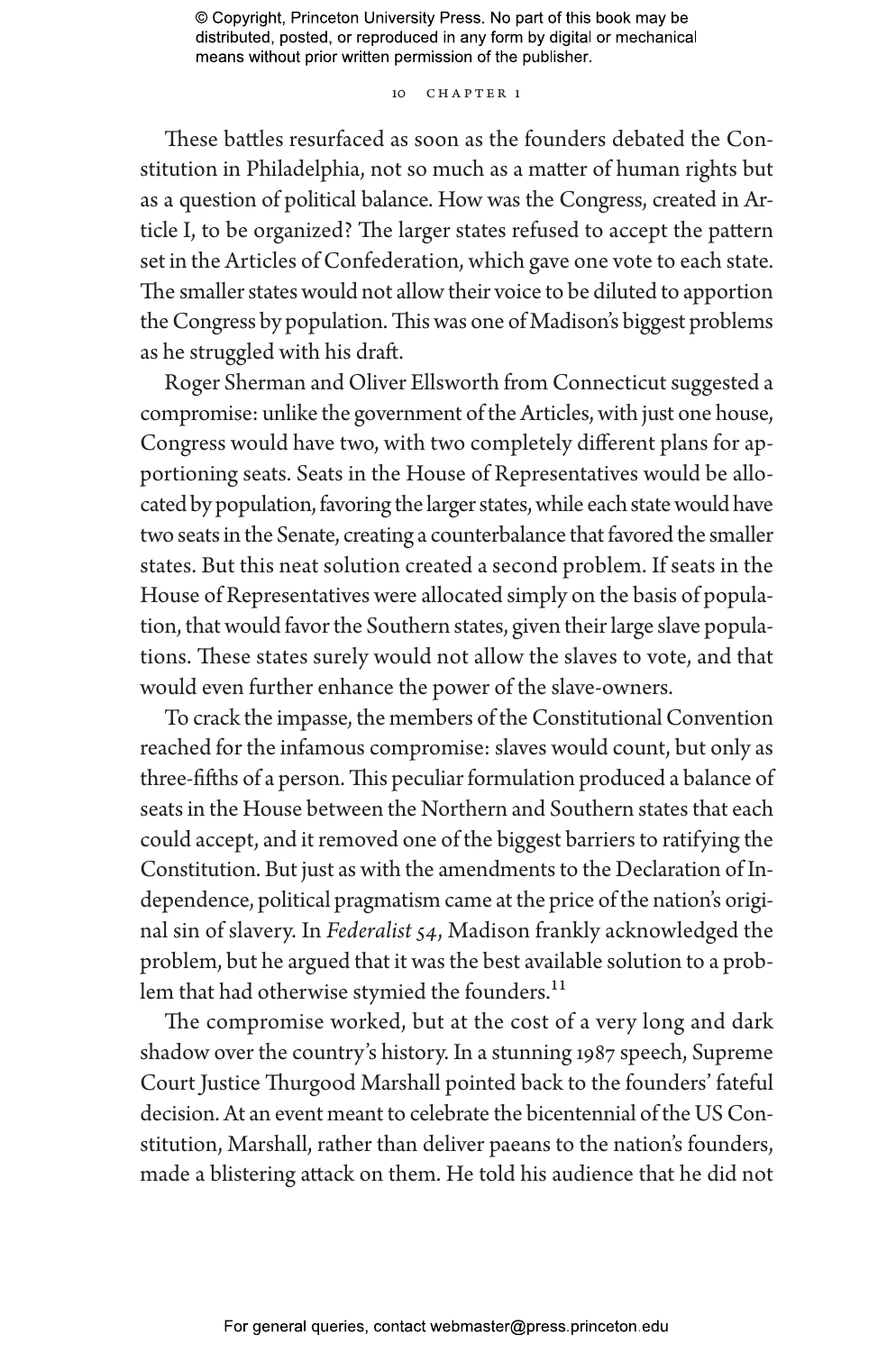These battles resurfaced as soon as the founders debated the Constitution in Philadelphia, not so much as a matter of human rights but as a question of political balance. How was the Congress, created in Article I, to be organized? The larger states refused to accept the pattern set in the Articles of Confederation, which gave one vote to each state. The smaller states would not allow their voice to be diluted to apportion the Congress by population. This was one of Madison's biggest problems as he struggled with his draft.

Roger Sherman and Oliver Ellsworth from Connecticut suggested a compromise: unlike the government of the Articles, with just one house, Congress would have two, with two completely different plans for apportioning seats. Seats in the House of Representatives would be allocated by population, favoring the larger states, while each state would have two seats in the Senate, creating a counterbalance that favored the smaller states. But this neat solution created a second problem. If seats in the House of Representatives were allocated simply on the basis of population, that would favor the Southern states, given their large slave populations. These states surely would not allow the slaves to vote, and that would even further enhance the power of the slave-owners.

To crack the impasse, the members of the Constitutional Convention reached for the infamous compromise: slaves would count, but only as three-fifths of a person. This peculiar formulation produced a balance of seats in the House between the Northern and Southern states that each could accept, and it removed one of the biggest barriers to ratifying the Constitution. But just as with the amendments to the Declaration of Independence, political pragmatism came at the price of the nation's original sin of slavery. In *Federalist 54*, Madison frankly acknowledged the problem, but he argued that it was the best available solution to a problem that had otherwise stymied the founders.[11]

The compromise worked, but at the cost of a very long and dark shadow over the country's history. In a stunning 1987 speech, Supreme Court Justice Thurgood Marshall pointed back to the founders' fateful decision. At an event meant to celebrate the bicentennial of the US Constitution, Marshall, rather than deliver paeans to the nation's founders, made a blistering attack on them. He told his audience that he did not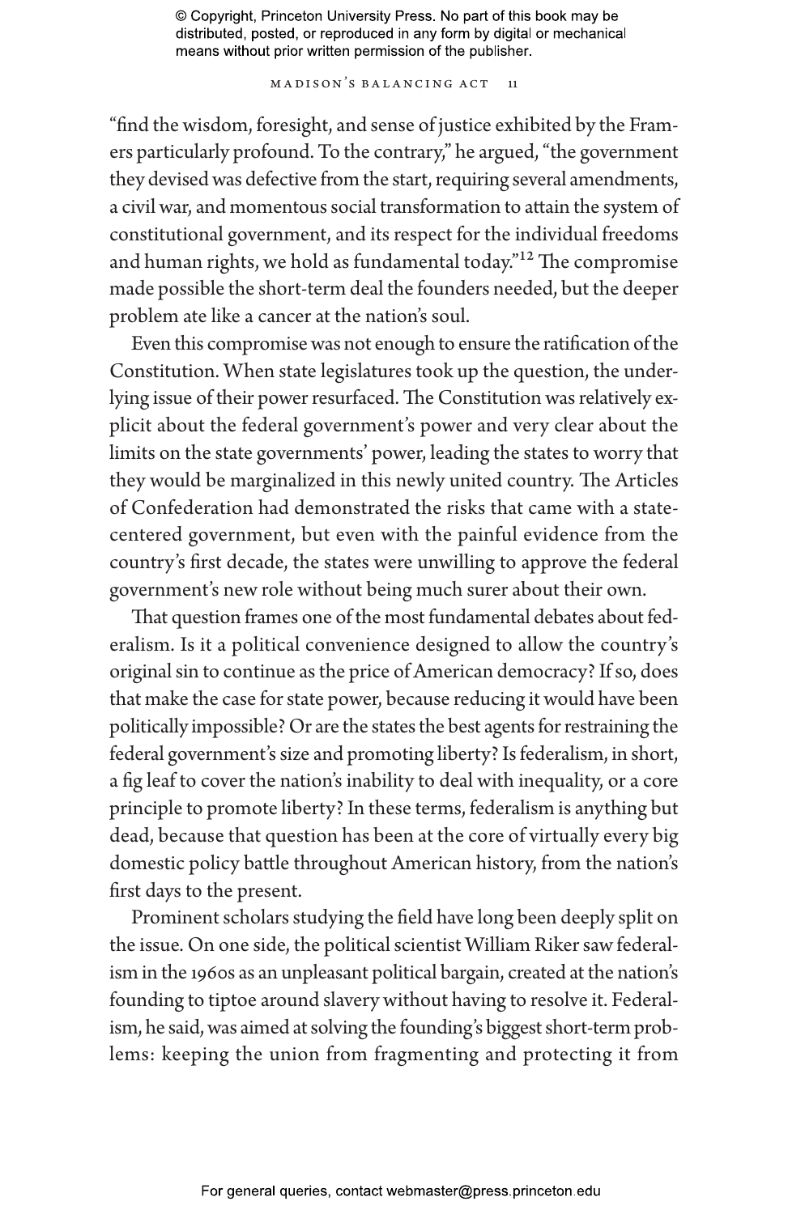"find the wisdom, foresight, and sense of justice exhibited by the Framers particularly profound. To the contrary," he argued, "the government they devised was defective from the start, requiring several amendments, a civil war, and momentous social transformation to attain the system of constitutional government, and its respect for the individual freedoms and human rights, we hold as fundamental today."[12] The compromise made possible the short-term deal the founders needed, but the deeper problem ate like a cancer at the nation's soul.

Even this compromise was not enough to ensure the ratification of the Constitution. When state legislatures took up the question, the underlying issue of their power resurfaced. The Constitution was relatively explicit about the federal government's power and very clear about the limits on the state governments' power, leading the states to worry that they would be marginalized in this newly united country. The Articles of Confederation had demonstrated the risks that came with a state-centered government, but even with the painful evidence from the country's first decade, the states were unwilling to approve the federal government's new role without being much surer about their own.

That question frames one of the most fundamental debates about federalism. Is it a political convenience designed to allow the country's original sin to continue as the price of American democracy? If so, does that make the case for state power, because reducing it would have been politically impossible? Or are the states the best agents for restraining the federal government's size and promoting liberty? Is federalism, in short, a fig leaf to cover the nation's inability to deal with inequality, or a core principle to promote liberty? In these terms, federalism is anything but dead, because that question has been at the core of virtually every big domestic policy battle throughout American history, from the nation's first days to the present.

Prominent scholars studying the field have long been deeply split on the issue. On one side, the political scientist William Riker saw federalism in the 1960s as an unpleasant political bargain, created at the nation's founding to tiptoe around slavery without having to resolve it. Federalism, he said, was aimed at solving the founding's biggest short-term problems: keeping the union from fragmenting and protecting it from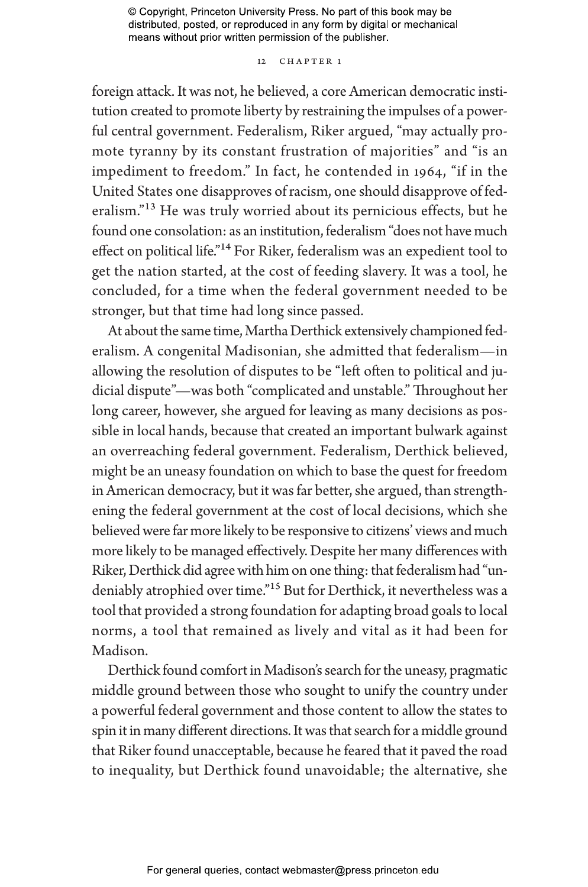foreign attack. It was not, he believed, a core American democratic institution created to promote liberty by restraining the impulses of a powerful central government. Federalism, Riker argued, "may actually promote tyranny by its constant frustration of majorities" and "is an impediment to freedom." In fact, he contended in 1964, "if in the United States one disapproves of racism, one should disapprove of federalism."[13] He was truly worried about its pernicious effects, but he found one consolation: as an institution, federalism "does not have much effect on political life."[14] For Riker, federalism was an expedient tool to get the nation started, at the cost of feeding slavery. It was a tool, he concluded, for a time when the federal government needed to be stronger, but that time had long since passed.

At about the same time, Martha Derthick extensively championed federalism. A congenital Madisonian, she admitted that federalism—in allowing the resolution of disputes to be "left often to political and judicial dispute"—was both "complicated and unstable." Throughout her long career, however, she argued for leaving as many decisions as possible in local hands, because that created an important bulwark against an overreaching federal government. Federalism, Derthick believed, might be an uneasy foundation on which to base the quest for freedom in American democracy, but it was far better, she argued, than strengthening the federal government at the cost of local decisions, which she believed were far more likely to be responsive to citizens' views and much more likely to be managed effectively. Despite her many differences with Riker, Derthick did agree with him on one thing: that federalism had "undeniably atrophied over time."[15] But for Derthick, it nevertheless was a tool that provided a strong foundation for adapting broad goals to local norms, a tool that remained as lively and vital as it had been for Madison.

Derthick found comfort in Madison's search for the uneasy, pragmatic middle ground between those who sought to unify the country under a powerful federal government and those content to allow the states to spin it in many different directions. It was that search for a middle ground that Riker found unacceptable, because he feared that it paved the road to inequality, but Derthick found unavoidable; the alternative, she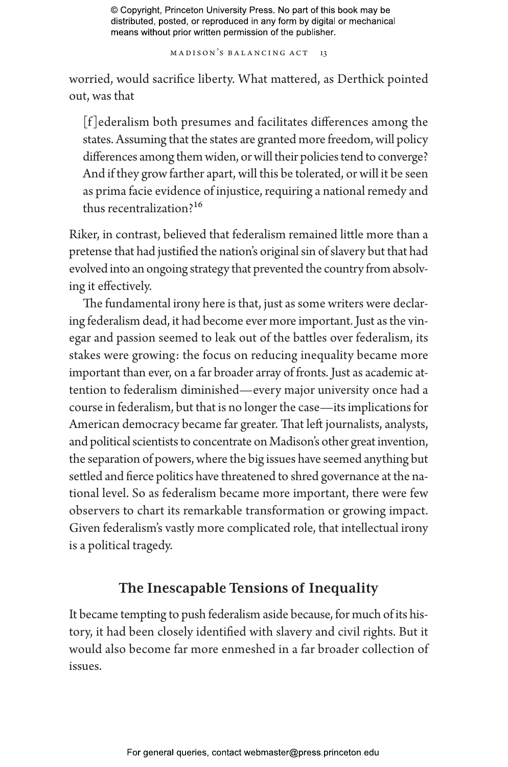worried, would sacrifice liberty. What mattered, as Derthick pointed out, was that

> [f]ederalism both presumes and facilitates differences among the states. Assuming that the states are granted more freedom, will policy differences among them widen, or will their policies tend to converge? And if they grow farther apart, will this be tolerated, or will it be seen as prima facie evidence of injustice, requiring a national remedy and thus recentralization?[16]

Riker, in contrast, believed that federalism remained little more than a pretense that had justified the nation's original sin of slavery but that had evolved into an ongoing strategy that prevented the country from absolving it effectively.

The fundamental irony here is that, just as some writers were declaring federalism dead, it had become ever more important. Just as the vinegar and passion seemed to leak out of the battles over federalism, its stakes were growing: the focus on reducing inequality became more important than ever, on a far broader array of fronts. Just as academic attention to federalism diminished—every major university once had a course in federalism, but that is no longer the case—its implications for American democracy became far greater. That left journalists, analysts, and political scientists to concentrate on Madison's other great invention, the separation of powers, where the big issues have seemed anything but settled and fierce politics have threatened to shred governance at the national level. So as federalism became more important, there were few observers to chart its remarkable transformation or growing impact. Given federalism's vastly more complicated role, that intellectual irony is a political tragedy.

## The Inescapable Tensions of Inequality

It became tempting to push federalism aside because, for much of its history, it had been closely identified with slavery and civil rights. But it would also become far more enmeshed in a far broader collection of issues.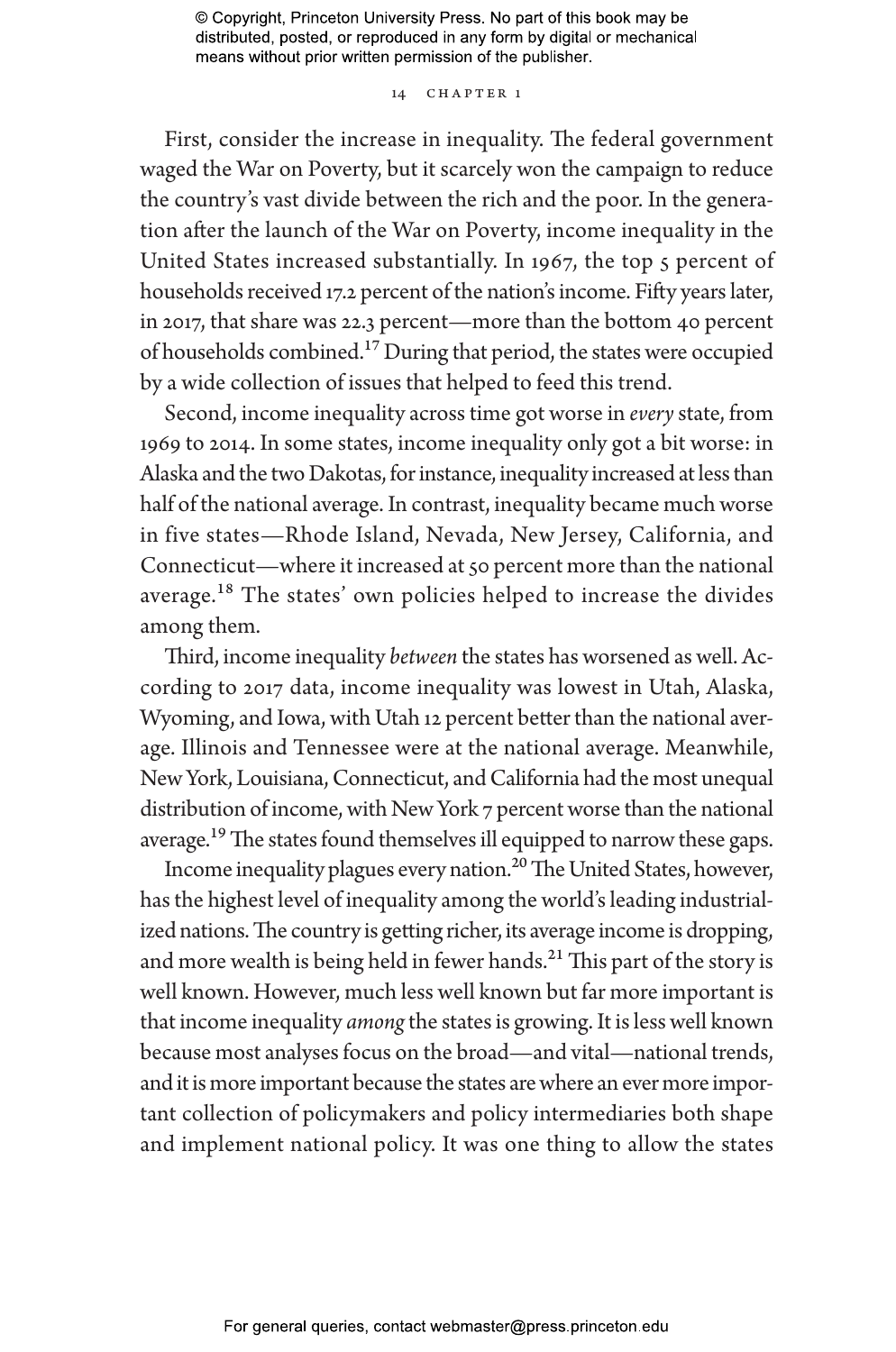First, consider the increase in inequality. The federal government waged the War on Poverty, but it scarcely won the campaign to reduce the country's vast divide between the rich and the poor. In the generation after the launch of the War on Poverty, income inequality in the United States increased substantially. In 1967, the top 5 percent of households received 17.2 percent of the nation's income. Fifty years later, in 2017, that share was 22.3 percent—more than the bottom 40 percent of households combined.[17] During that period, the states were occupied by a wide collection of issues that helped to feed this trend.

Second, income inequality across time got worse in *every* state, from 1969 to 2014. In some states, income inequality only got a bit worse: in Alaska and the two Dakotas, for instance, inequality increased at less than half of the national average. In contrast, inequality became much worse in five states—Rhode Island, Nevada, New Jersey, California, and Connecticut—where it increased at 50 percent more than the national average.[18] The states' own policies helped to increase the divides among them.

Third, income inequality *between* the states has worsened as well. According to 2017 data, income inequality was lowest in Utah, Alaska, Wyoming, and Iowa, with Utah 12 percent better than the national average. Illinois and Tennessee were at the national average. Meanwhile, New York, Louisiana, Connecticut, and California had the most unequal distribution of income, with New York 7 percent worse than the national average.[19] The states found themselves ill equipped to narrow these gaps.

Income inequality plagues every nation.[20] The United States, however, has the highest level of inequality among the world's leading industrialized nations. The country is getting richer, its average income is dropping, and more wealth is being held in fewer hands.[21] This part of the story is well known. However, much less well known but far more important is that income inequality *among* the states is growing. It is less well known because most analyses focus on the broad—and vital—national trends, and it is more important because the states are where an ever more important collection of policymakers and policy intermediaries both shape and implement national policy. It was one thing to allow the states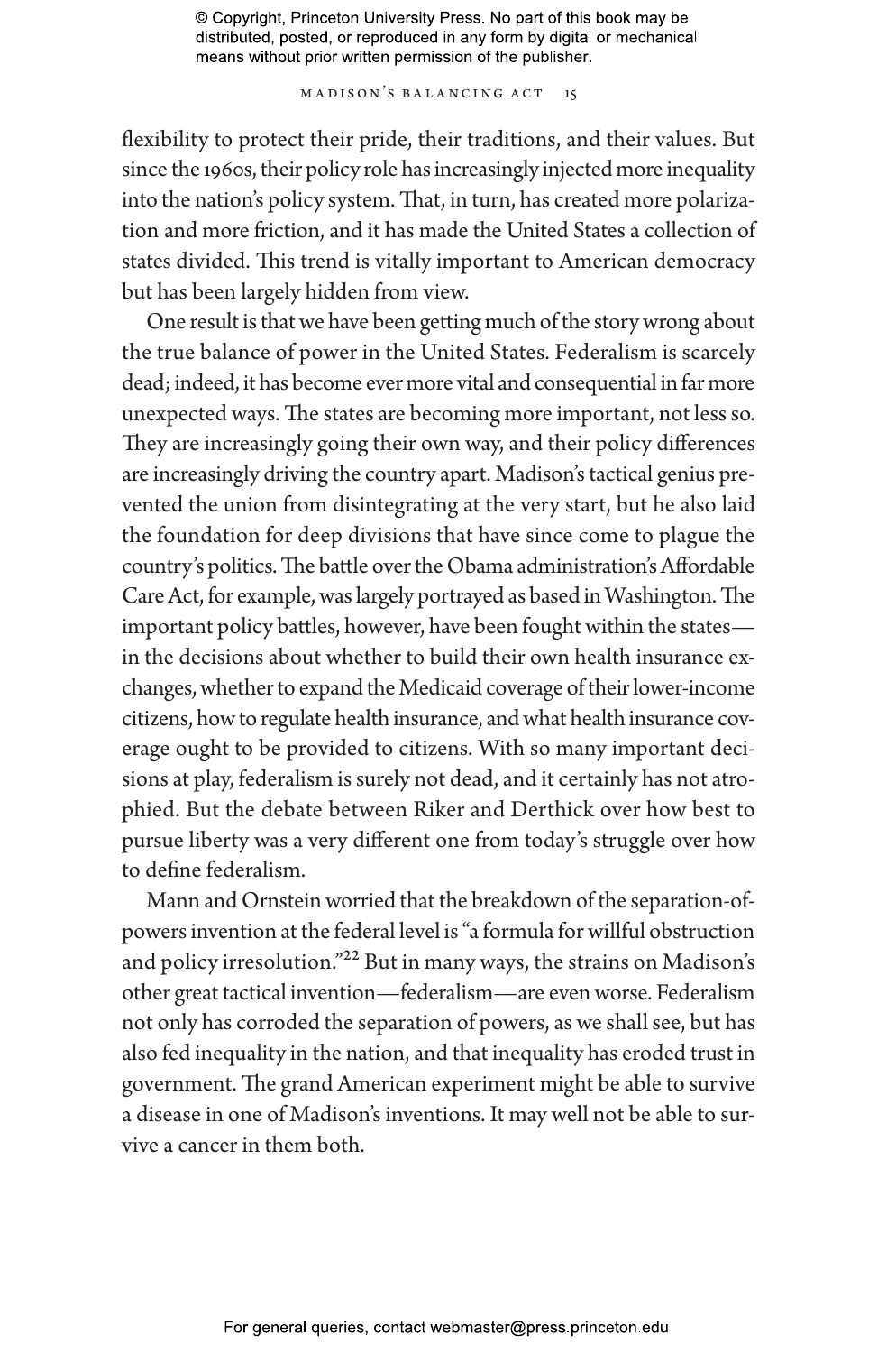flexibility to protect their pride, their traditions, and their values. But since the 1960s, their policy role has increasingly injected more inequality into the nation's policy system. That, in turn, has created more polarization and more friction, and it has made the United States a collection of states divided. This trend is vitally important to American democracy but has been largely hidden from view.

One result is that we have been getting much of the story wrong about the true balance of power in the United States. Federalism is scarcely dead; indeed, it has become ever more vital and consequential in far more unexpected ways. The states are becoming more important, not less so. They are increasingly going their own way, and their policy differences are increasingly driving the country apart. Madison's tactical genius prevented the union from disintegrating at the very start, but he also laid the foundation for deep divisions that have since come to plague the country's politics. The battle over the Obama administration's Affordable Care Act, for example, was largely portrayed as based in Washington. The important policy battles, however, have been fought within the states—in the decisions about whether to build their own health insurance exchanges, whether to expand the Medicaid coverage of their lower-income citizens, how to regulate health insurance, and what health insurance coverage ought to be provided to citizens. With so many important decisions at play, federalism is surely not dead, and it certainly has not atrophied. But the debate between Riker and Derthick over how best to pursue liberty was a very different one from today's struggle over how to define federalism.

Mann and Ornstein worried that the breakdown of the separation-of-powers invention at the federal level is "a formula for willful obstruction and policy irresolution."[22] But in many ways, the strains on Madison's other great tactical invention—federalism—are even worse. Federalism not only has corroded the separation of powers, as we shall see, but has also fed inequality in the nation, and that inequality has eroded trust in government. The grand American experiment might be able to survive a disease in one of Madison's inventions. It may well not be able to survive a cancer in them both.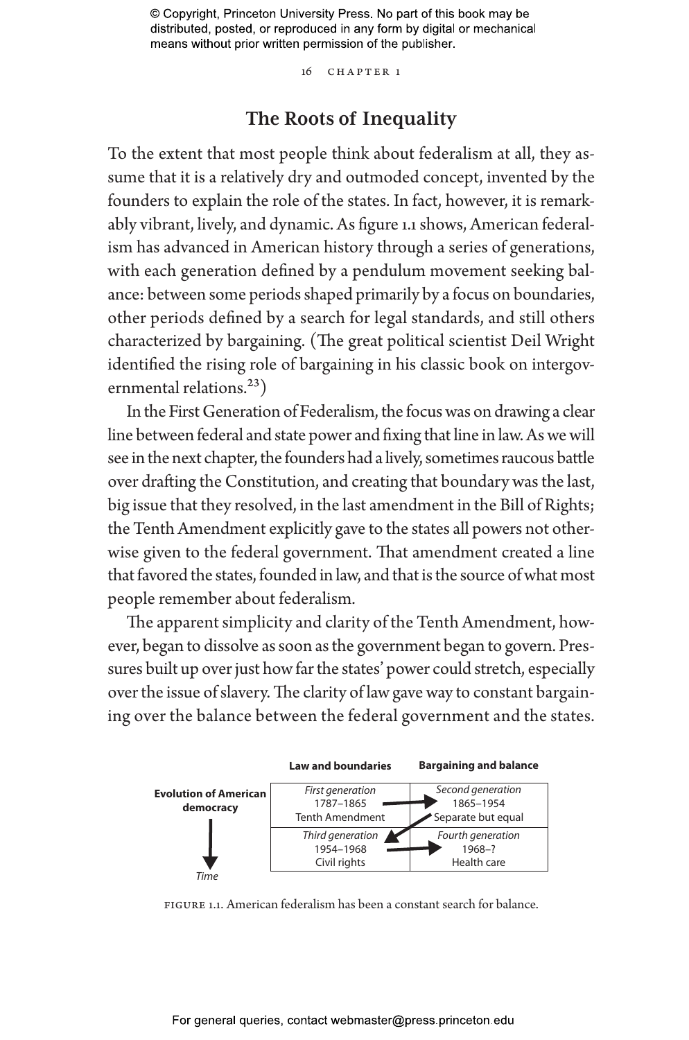## The Roots of Inequality

To the extent that most people think about federalism at all, they assume that it is a relatively dry and outmoded concept, invented by the founders to explain the role of the states. In fact, however, it is remarkably vibrant, lively, and dynamic. As figure 1.1 shows, American federalism has advanced in American history through a series of generations, with each generation defined by a pendulum movement seeking balance: between some periods shaped primarily by a focus on boundaries, other periods defined by a search for legal standards, and still others characterized by bargaining. (The great political scientist Deil Wright identified the rising role of bargaining in his classic book on intergovernmental relations.[23])

In the First Generation of Federalism, the focus was on drawing a clear line between federal and state power and fixing that line in law. As we will see in the next chapter, the founders had a lively, sometimes raucous battle over drafting the Constitution, and creating that boundary was the last, big issue that they resolved, in the last amendment in the Bill of Rights; the Tenth Amendment explicitly gave to the states all powers not otherwise given to the federal government. That amendment created a line that favored the states, founded in law, and that is the source of what most people remember about federalism.

The apparent simplicity and clarity of the Tenth Amendment, however, began to dissolve as soon as the government began to govern. Pressures built up over just how far the states' power could stretch, especially over the issue of slavery. The clarity of law gave way to constant bargaining over the balance between the federal government and the states.

| Evolution of American democracy (Time ↓) | **Law and boundaries** | **Bargaining and balance** |
| --- | --- | --- |
| | *First generation* 1787–1865 Tenth Amendment → | *Second generation* 1865–1954 Separate but equal |
| | *Third generation* 1954–1968 Civil rights → | *Fourth generation* 1968–? Health care |

FIGURE 1.1. American federalism has been a constant search for balance.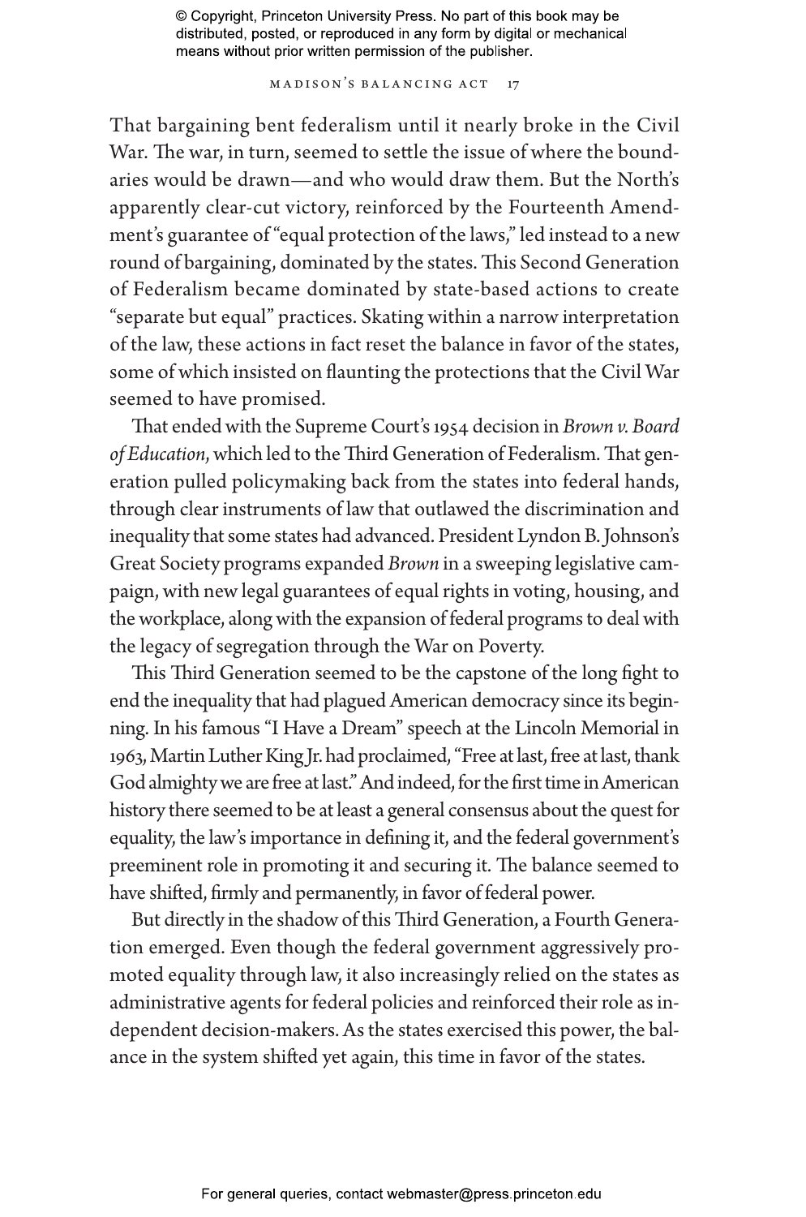That bargaining bent federalism until it nearly broke in the Civil War. The war, in turn, seemed to settle the issue of where the boundaries would be drawn—and who would draw them. But the North's apparently clear-cut victory, reinforced by the Fourteenth Amendment's guarantee of "equal protection of the laws," led instead to a new round of bargaining, dominated by the states. This Second Generation of Federalism became dominated by state-based actions to create "separate but equal" practices. Skating within a narrow interpretation of the law, these actions in fact reset the balance in favor of the states, some of which insisted on flaunting the protections that the Civil War seemed to have promised.

That ended with the Supreme Court's 1954 decision in *Brown v. Board of Education*, which led to the Third Generation of Federalism. That generation pulled policymaking back from the states into federal hands, through clear instruments of law that outlawed the discrimination and inequality that some states had advanced. President Lyndon B. Johnson's Great Society programs expanded *Brown* in a sweeping legislative campaign, with new legal guarantees of equal rights in voting, housing, and the workplace, along with the expansion of federal programs to deal with the legacy of segregation through the War on Poverty.

This Third Generation seemed to be the capstone of the long fight to end the inequality that had plagued American democracy since its beginning. In his famous "I Have a Dream" speech at the Lincoln Memorial in 1963, Martin Luther King Jr. had proclaimed, "Free at last, free at last, thank God almighty we are free at last." And indeed, for the first time in American history there seemed to be at least a general consensus about the quest for equality, the law's importance in defining it, and the federal government's preeminent role in promoting it and securing it. The balance seemed to have shifted, firmly and permanently, in favor of federal power.

But directly in the shadow of this Third Generation, a Fourth Generation emerged. Even though the federal government aggressively promoted equality through law, it also increasingly relied on the states as administrative agents for federal policies and reinforced their role as independent decision-makers. As the states exercised this power, the balance in the system shifted yet again, this time in favor of the states.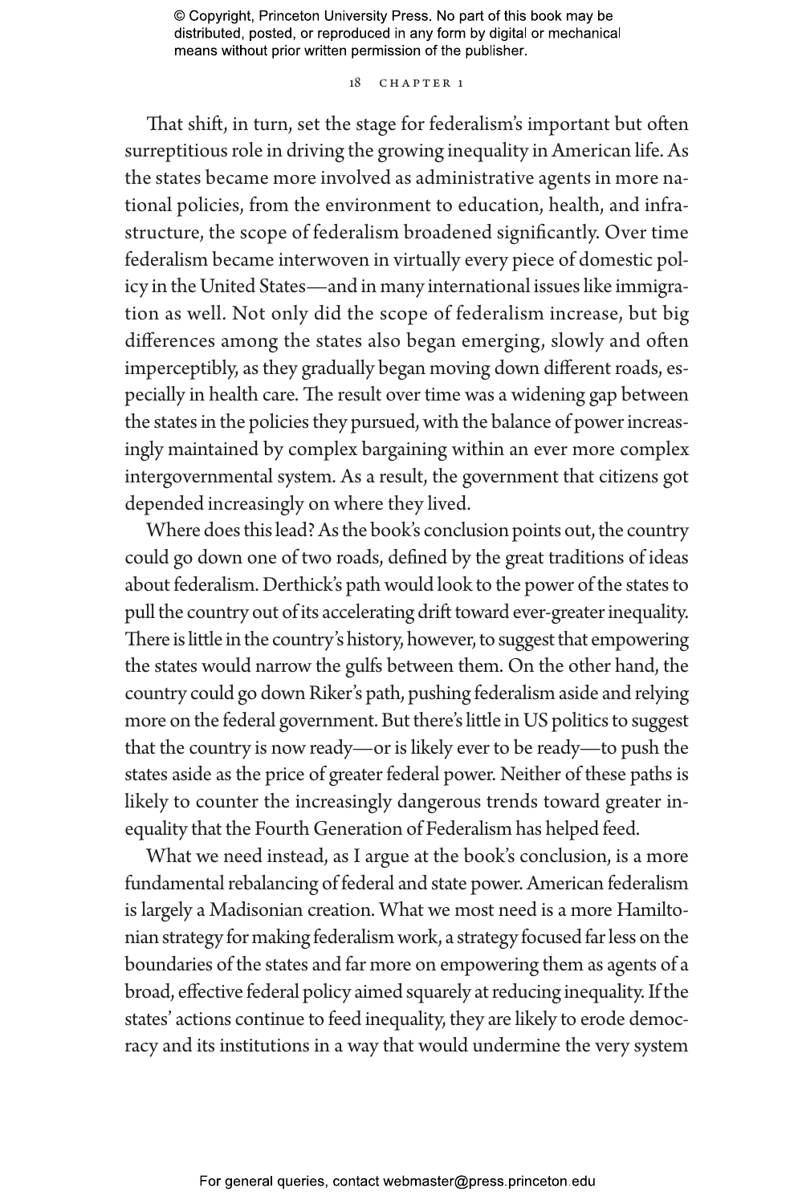That shift, in turn, set the stage for federalism's important but often surreptitious role in driving the growing inequality in American life. As the states became more involved as administrative agents in more national policies, from the environment to education, health, and infrastructure, the scope of federalism broadened significantly. Over time federalism became interwoven in virtually every piece of domestic policy in the United States—and in many international issues like immigration as well. Not only did the scope of federalism increase, but big differences among the states also began emerging, slowly and often imperceptibly, as they gradually began moving down different roads, especially in health care. The result over time was a widening gap between the states in the policies they pursued, with the balance of power increasingly maintained by complex bargaining within an ever more complex intergovernmental system. As a result, the government that citizens got depended increasingly on where they lived.

Where does this lead? As the book's conclusion points out, the country could go down one of two roads, defined by the great traditions of ideas about federalism. Derthick's path would look to the power of the states to pull the country out of its accelerating drift toward ever-greater inequality. There is little in the country's history, however, to suggest that empowering the states would narrow the gulfs between them. On the other hand, the country could go down Riker's path, pushing federalism aside and relying more on the federal government. But there's little in US politics to suggest that the country is now ready—or is likely ever to be ready—to push the states aside as the price of greater federal power. Neither of these paths is likely to counter the increasingly dangerous trends toward greater inequality that the Fourth Generation of Federalism has helped feed.

What we need instead, as I argue at the book's conclusion, is a more fundamental rebalancing of federal and state power. American federalism is largely a Madisonian creation. What we most need is a more Hamiltonian strategy for making federalism work, a strategy focused far less on the boundaries of the states and far more on empowering them as agents of a broad, effective federal policy aimed squarely at reducing inequality. If the states' actions continue to feed inequality, they are likely to erode democracy and its institutions in a way that would undermine the very system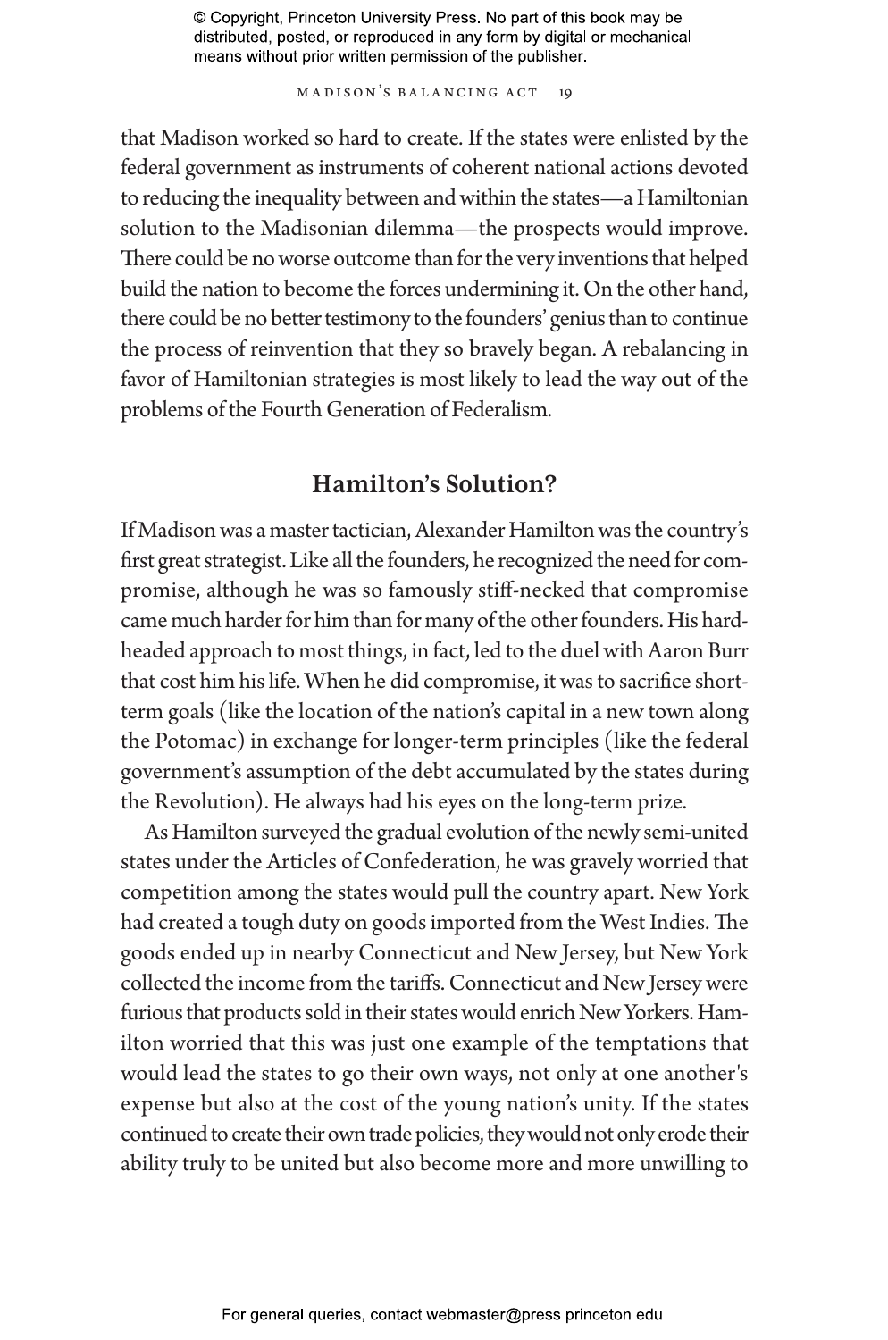that Madison worked so hard to create. If the states were enlisted by the federal government as instruments of coherent national actions devoted to reducing the inequality between and within the states—a Hamiltonian solution to the Madisonian dilemma—the prospects would improve. There could be no worse outcome than for the very inventions that helped build the nation to become the forces undermining it. On the other hand, there could be no better testimony to the founders' genius than to continue the process of reinvention that they so bravely began. A rebalancing in favor of Hamiltonian strategies is most likely to lead the way out of the problems of the Fourth Generation of Federalism.

## Hamilton's Solution?

If Madison was a master tactician, Alexander Hamilton was the country's first great strategist. Like all the founders, he recognized the need for compromise, although he was so famously stiff-necked that compromise came much harder for him than for many of the other founders. His hardheaded approach to most things, in fact, led to the duel with Aaron Burr that cost him his life. When he did compromise, it was to sacrifice short-term goals (like the location of the nation's capital in a new town along the Potomac) in exchange for longer-term principles (like the federal government's assumption of the debt accumulated by the states during the Revolution). He always had his eyes on the long-term prize.

As Hamilton surveyed the gradual evolution of the newly semi-united states under the Articles of Confederation, he was gravely worried that competition among the states would pull the country apart. New York had created a tough duty on goods imported from the West Indies. The goods ended up in nearby Connecticut and New Jersey, but New York collected the income from the tariffs. Connecticut and New Jersey were furious that products sold in their states would enrich New Yorkers. Hamilton worried that this was just one example of the temptations that would lead the states to go their own ways, not only at one another's expense but also at the cost of the young nation's unity. If the states continued to create their own trade policies, they would not only erode their ability truly to be united but also become more and more unwilling to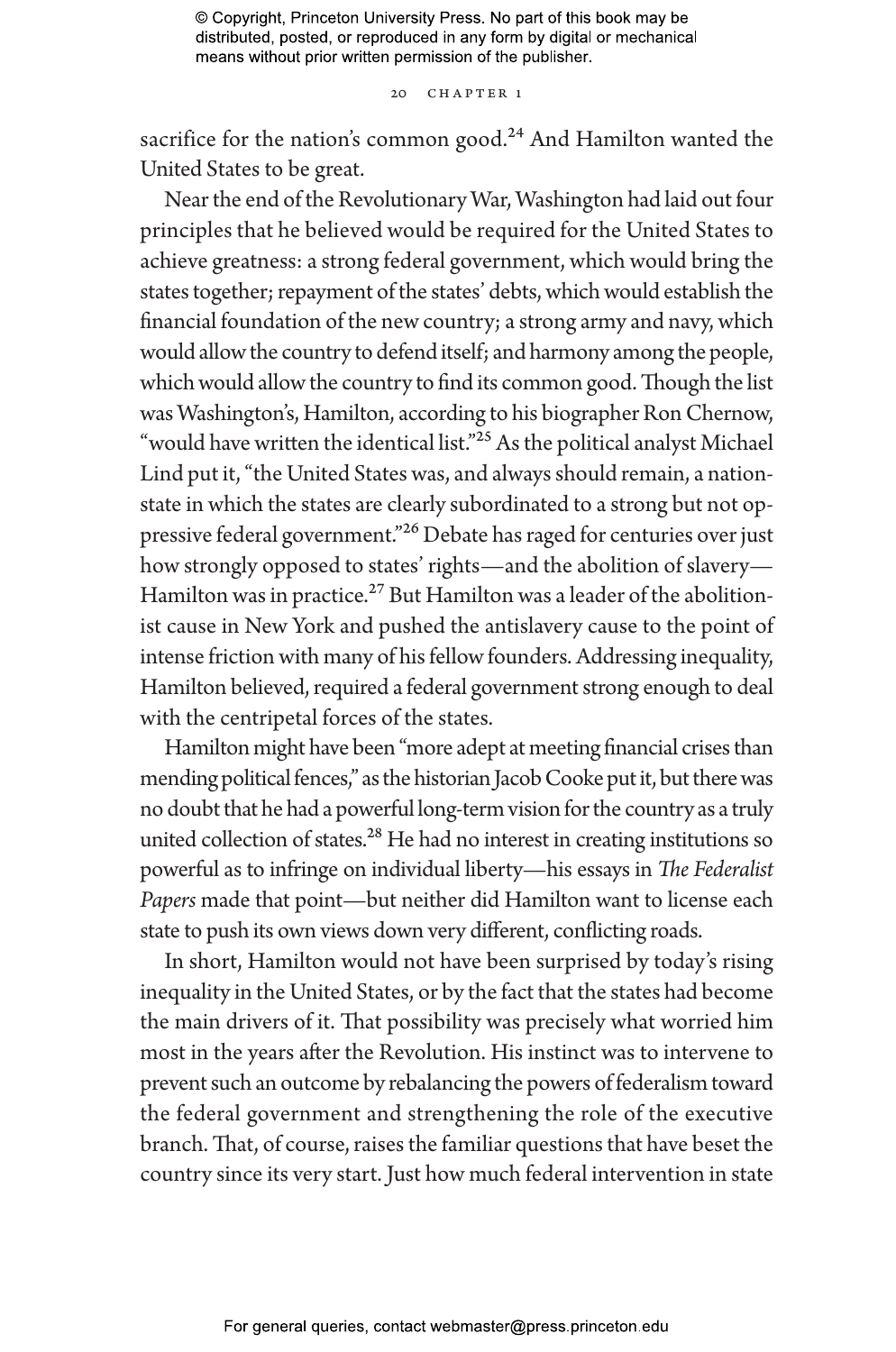sacrifice for the nation's common good.[24] And Hamilton wanted the United States to be great.

Near the end of the Revolutionary War, Washington had laid out four principles that he believed would be required for the United States to achieve greatness: a strong federal government, which would bring the states together; repayment of the states' debts, which would establish the financial foundation of the new country; a strong army and navy, which would allow the country to defend itself; and harmony among the people, which would allow the country to find its common good. Though the list was Washington's, Hamilton, according to his biographer Ron Chernow, "would have written the identical list."[25] As the political analyst Michael Lind put it, "the United States was, and always should remain, a nation-state in which the states are clearly subordinated to a strong but not oppressive federal government."[26] Debate has raged for centuries over just how strongly opposed to states' rights—and the abolition of slavery—Hamilton was in practice.[27] But Hamilton was a leader of the abolitionist cause in New York and pushed the antislavery cause to the point of intense friction with many of his fellow founders. Addressing inequality, Hamilton believed, required a federal government strong enough to deal with the centripetal forces of the states.

Hamilton might have been "more adept at meeting financial crises than mending political fences," as the historian Jacob Cooke put it, but there was no doubt that he had a powerful long-term vision for the country as a truly united collection of states.[28] He had no interest in creating institutions so powerful as to infringe on individual liberty—his essays in *The Federalist Papers* made that point—but neither did Hamilton want to license each state to push its own views down very different, conflicting roads.

In short, Hamilton would not have been surprised by today's rising inequality in the United States, or by the fact that the states had become the main drivers of it. That possibility was precisely what worried him most in the years after the Revolution. His instinct was to intervene to prevent such an outcome by rebalancing the powers of federalism toward the federal government and strengthening the role of the executive branch. That, of course, raises the familiar questions that have beset the country since its very start. Just how much federal intervention in state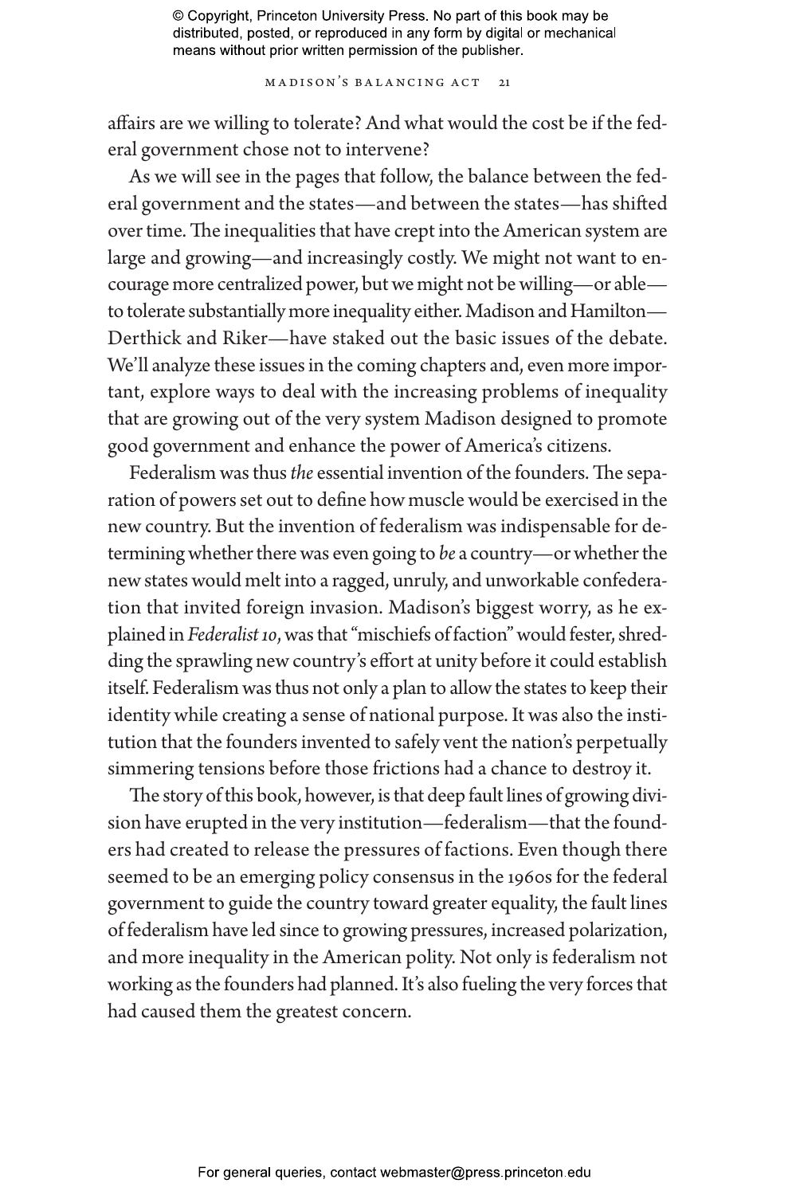affairs are we willing to tolerate? And what would the cost be if the federal government chose not to intervene?

As we will see in the pages that follow, the balance between the federal government and the states—and between the states—has shifted over time. The inequalities that have crept into the American system are large and growing—and increasingly costly. We might not want to encourage more centralized power, but we might not be willing—or able—to tolerate substantially more inequality either. Madison and Hamilton—Derthick and Riker—have staked out the basic issues of the debate. We'll analyze these issues in the coming chapters and, even more important, explore ways to deal with the increasing problems of inequality that are growing out of the very system Madison designed to promote good government and enhance the power of America's citizens.

Federalism was thus *the* essential invention of the founders. The separation of powers set out to define how muscle would be exercised in the new country. But the invention of federalism was indispensable for determining whether there was even going to *be* a country—or whether the new states would melt into a ragged, unruly, and unworkable confederation that invited foreign invasion. Madison's biggest worry, as he explained in *Federalist 10*, was that "mischiefs of faction" would fester, shredding the sprawling new country's effort at unity before it could establish itself. Federalism was thus not only a plan to allow the states to keep their identity while creating a sense of national purpose. It was also the institution that the founders invented to safely vent the nation's perpetually simmering tensions before those frictions had a chance to destroy it.

The story of this book, however, is that deep fault lines of growing division have erupted in the very institution—federalism—that the founders had created to release the pressures of factions. Even though there seemed to be an emerging policy consensus in the 1960s for the federal government to guide the country toward greater equality, the fault lines of federalism have led since to growing pressures, increased polarization, and more inequality in the American polity. Not only is federalism not working as the founders had planned. It's also fueling the very forces that had caused them the greatest concern.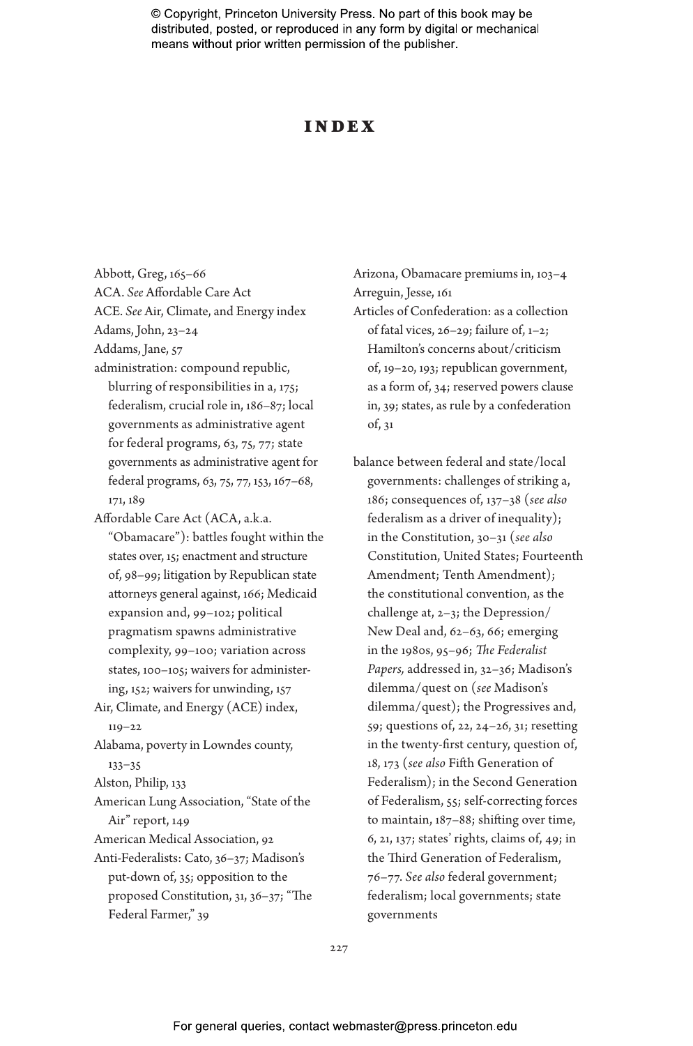# INDEX

Abbott, Greg, 165–66
ACA. *See* Affordable Care Act
ACE. *See* Air, Climate, and Energy index
Adams, John, 23–24
Addams, Jane, 57
administration: compound republic, blurring of responsibilities in a, 175; federalism, crucial role in, 186–87; local governments as administrative agent for federal programs, 63, 75, 77; state governments as administrative agent for federal programs, 63, 75, 77, 153, 167–68, 171, 189
Affordable Care Act (ACA, a.k.a. "Obamacare"): battles fought within the states over, 15; enactment and structure of, 98–99; litigation by Republican state attorneys general against, 166; Medicaid expansion and, 99–102; political pragmatism spawns administrative complexity, 99–100; variation across states, 100–105; waivers for administering, 152; waivers for unwinding, 157
Air, Climate, and Energy (ACE) index, 119–22
Alabama, poverty in Lowndes county, 133–35
Alston, Philip, 133
American Lung Association, "State of the Air" report, 149
American Medical Association, 92
Anti-Federalists: Cato, 36–37; Madison's put-down of, 35; opposition to the proposed Constitution, 31, 36–37; "The Federal Farmer," 39
Arizona, Obamacare premiums in, 103–4
Arreguin, Jesse, 161
Articles of Confederation: as a collection of fatal vices, 26–29; failure of, 1–2; Hamilton's concerns about/criticism of, 19–20, 193; republican government, as a form of, 34; reserved powers clause in, 39; states, as rule by a confederation of, 31

balance between federal and state/local governments: challenges of striking a, 186; consequences of, 137–38 (*see also* federalism as a driver of inequality); in the Constitution, 30–31 (*see also* Constitution, United States; Fourteenth Amendment; Tenth Amendment); the constitutional convention, as the challenge at, 2–3; the Depression/New Deal and, 62–63, 66; emerging in the 1980s, 95–96; *The Federalist Papers,* addressed in, 32–36; Madison's dilemma/quest on (*see* Madison's dilemma/quest); the Progressives and, 59; questions of, 22, 24–26, 31; resetting in the twenty-first century, question of, 18, 173 (*see also* Fifth Generation of Federalism); in the Second Generation of Federalism, 55; self-correcting forces to maintain, 187–88; shifting over time, 6, 21, 137; states' rights, claims of, 49; in the Third Generation of Federalism, 76–77. *See also* federal government; federalism; local governments; state governments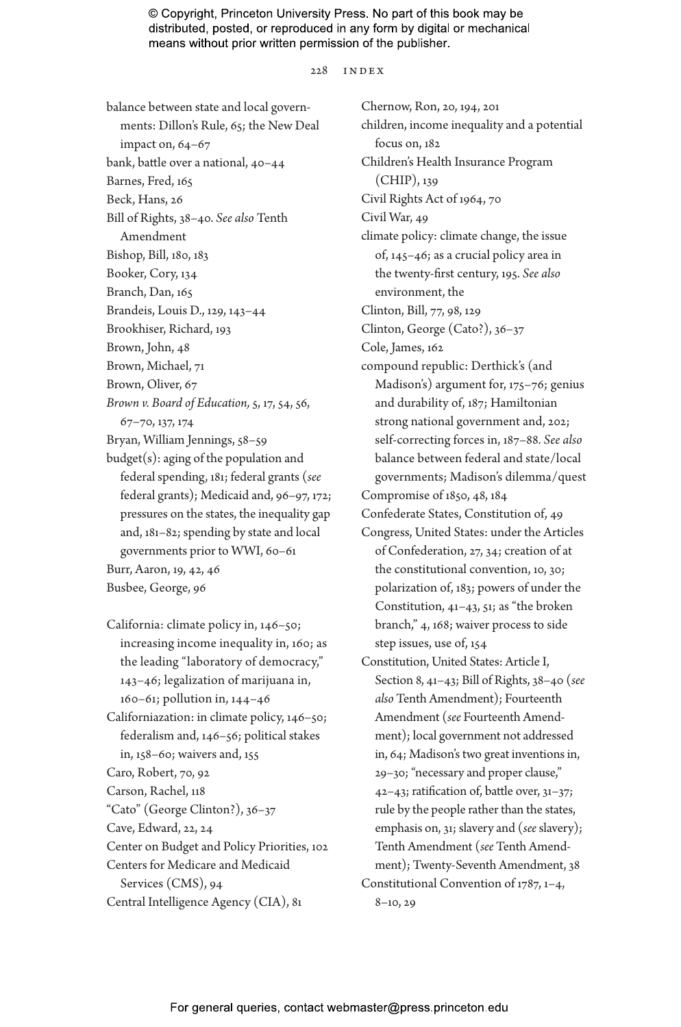balance between state and local governments: Dillon's Rule, 65; the New Deal impact on, 64–67
bank, battle over a national, 40–44
Barnes, Fred, 165
Beck, Hans, 26
Bill of Rights, 38–40. *See also* Tenth Amendment
Bishop, Bill, 180, 183
Booker, Cory, 134
Branch, Dan, 165
Brandeis, Louis D., 129, 143–44
Brookhiser, Richard, 193
Brown, John, 48
Brown, Michael, 71
Brown, Oliver, 67
*Brown v. Board of Education*, 5, 17, 54, 56, 67–70, 137, 174
Bryan, William Jennings, 58–59
budget(s): aging of the population and federal spending, 181; federal grants (*see* federal grants); Medicaid and, 96–97, 172; pressures on the states, the inequality gap and, 181–82; spending by state and local governments prior to WWI, 60–61
Burr, Aaron, 19, 42, 46
Busbee, George, 96

California: climate policy in, 146–50; increasing income inequality in, 160; as the leading "laboratory of democracy," 143–46; legalization of marijuana in, 160–61; pollution in, 144–46
Californiazation: in climate policy, 146–50; federalism and, 146–56; political stakes in, 158–60; waivers and, 155
Caro, Robert, 70, 92
Carson, Rachel, 118
"Cato" (George Clinton?), 36–37
Cave, Edward, 22, 24
Center on Budget and Policy Priorities, 102
Centers for Medicare and Medicaid Services (CMS), 94
Central Intelligence Agency (CIA), 81
Chernow, Ron, 20, 194, 201
children, income inequality and a potential focus on, 182
Children's Health Insurance Program (CHIP), 139
Civil Rights Act of 1964, 70
Civil War, 49
climate policy: climate change, the issue of, 145–46; as a crucial policy area in the twenty-first century, 195. *See also* environment, the
Clinton, Bill, 77, 98, 129
Clinton, George (Cato?), 36–37
Cole, James, 162
compound republic: Derthick's (and Madison's) argument for, 175–76; genius and durability of, 187; Hamiltonian strong national government and, 202; self-correcting forces in, 187–88. *See also* balance between federal and state/local governments; Madison's dilemma/quest
Compromise of 1850, 48, 184
Confederate States, Constitution of, 49
Congress, United States: under the Articles of Confederation, 27, 34; creation of at the constitutional convention, 10, 30; polarization of, 183; powers of under the Constitution, 41–43, 51; as "the broken branch," 4, 168; waiver process to side step issues, use of, 154
Constitution, United States: Article I, Section 8, 41–43; Bill of Rights, 38–40 (*see also* Tenth Amendment); Fourteenth Amendment (*see* Fourteenth Amendment); local government not addressed in, 64; Madison's two great inventions in, 29–30; "necessary and proper clause," 42–43; ratification of, battle over, 31–37; rule by the people rather than the states, emphasis on, 31; slavery and (*see* slavery); Tenth Amendment (*see* Tenth Amendment); Twenty-Seventh Amendment, 38
Constitutional Convention of 1787, 1–4, 8–10, 29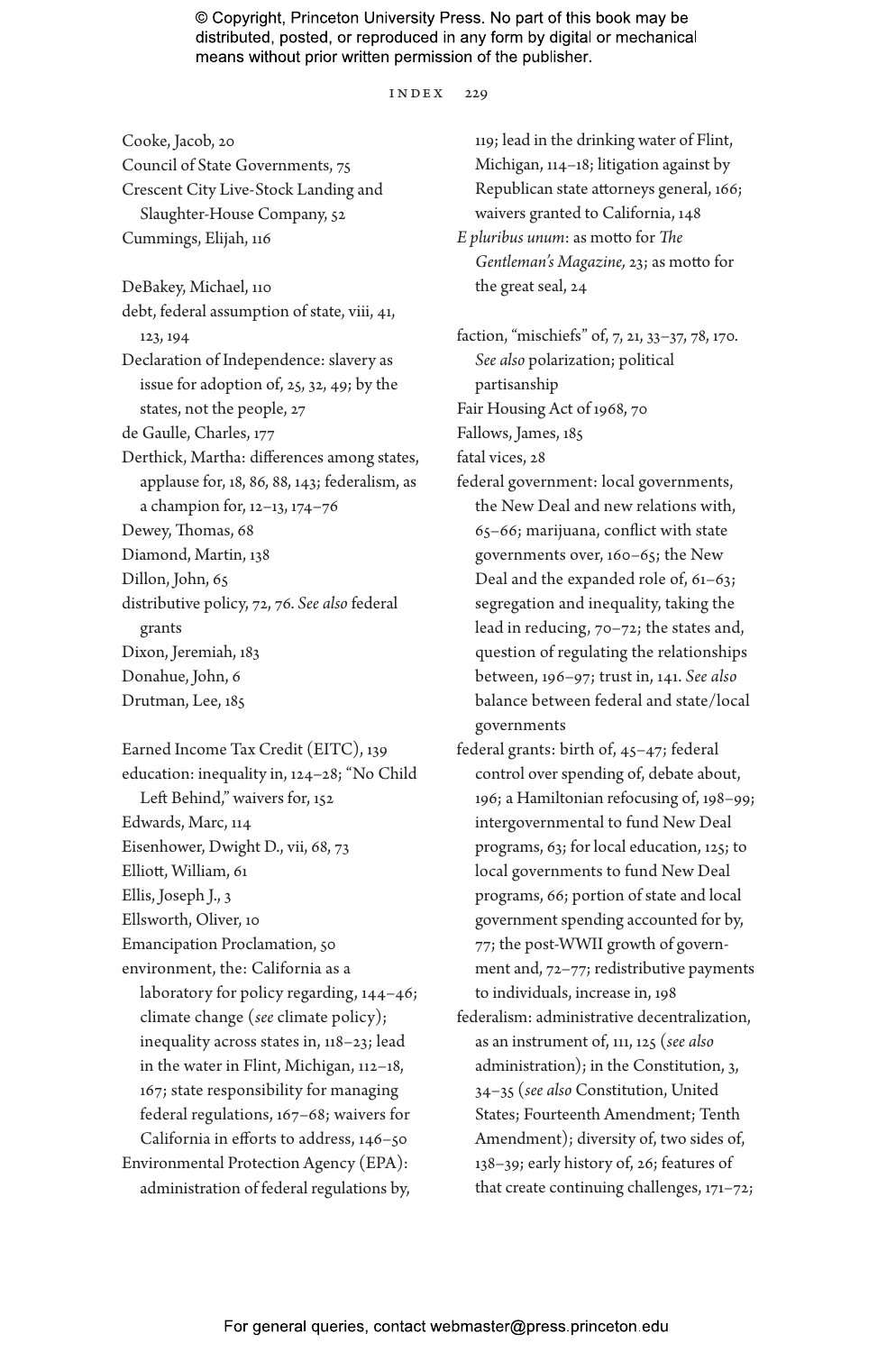Cooke, Jacob, 20
Council of State Governments, 75
Crescent City Live-Stock Landing and Slaughter-House Company, 52
Cummings, Elijah, 116

DeBakey, Michael, 110
debt, federal assumption of state, viii, 41, 123, 194
Declaration of Independence: slavery as issue for adoption of, 25, 32, 49; by the states, not the people, 27
de Gaulle, Charles, 177
Derthick, Martha: differences among states, applause for, 18, 86, 88, 143; federalism, as a champion for, 12–13, 174–76
Dewey, Thomas, 68
Diamond, Martin, 138
Dillon, John, 65
distributive policy, 72, 76. *See also* federal grants
Dixon, Jeremiah, 183
Donahue, John, 6
Drutman, Lee, 185

Earned Income Tax Credit (EITC), 139
education: inequality in, 124–28; "No Child Left Behind," waivers for, 152
Edwards, Marc, 114
Eisenhower, Dwight D., vii, 68, 73
Elliott, William, 61
Ellis, Joseph J., 3
Ellsworth, Oliver, 10
Emancipation Proclamation, 50
environment, the: California as a laboratory for policy regarding, 144–46; climate change (*see* climate policy); inequality across states in, 118–23; lead in the water in Flint, Michigan, 112–18, 167; state responsibility for managing federal regulations, 167–68; waivers for California in efforts to address, 146–50
Environmental Protection Agency (EPA): administration of federal regulations by, 119; lead in the drinking water of Flint, Michigan, 114–18; litigation against by Republican state attorneys general, 166; waivers granted to California, 148
*E pluribus unum*: as motto for *The Gentleman's Magazine,* 23; as motto for the great seal, 24

faction, "mischiefs" of, 7, 21, 33–37, 78, 170. *See also* polarization; political partisanship
Fair Housing Act of 1968, 70
Fallows, James, 185
fatal vices, 28
federal government: local governments, the New Deal and new relations with, 65–66; marijuana, conflict with state governments over, 160–65; the New Deal and the expanded role of, 61–63; segregation and inequality, taking the lead in reducing, 70–72; the states and, question of regulating the relationships between, 196–97; trust in, 141. *See also* balance between federal and state/local governments
federal grants: birth of, 45–47; federal control over spending of, debate about, 196; a Hamiltonian refocusing of, 198–99; intergovernmental to fund New Deal programs, 63; for local education, 125; to local governments to fund New Deal programs, 66; portion of state and local government spending accounted for by, 77; the post-WWII growth of government and, 72–77; redistributive payments to individuals, increase in, 198
federalism: administrative decentralization, as an instrument of, 111, 125 (*see also* administration); in the Constitution, 3, 34–35 (*see also* Constitution, United States; Fourteenth Amendment; Tenth Amendment); diversity of, two sides of, 138–39; early history of, 26; features of that create continuing challenges, 171–72;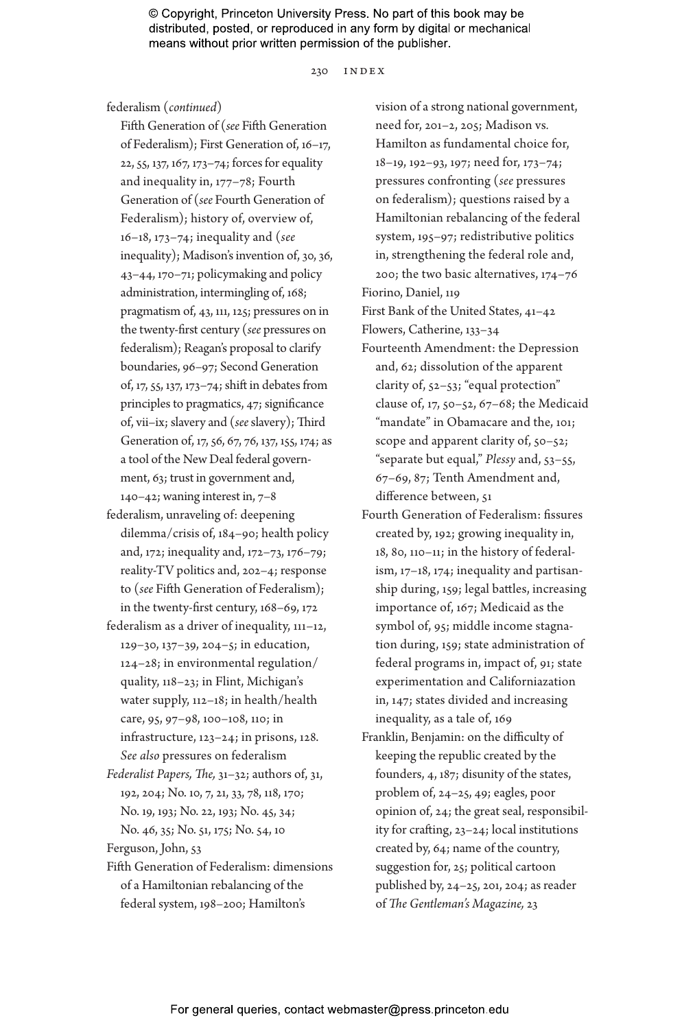federalism (*continued*)
Fifth Generation of (*see* Fifth Generation of Federalism); First Generation of, 16–17, 22, 55, 137, 167, 173–74; forces for equality and inequality in, 177–78; Fourth Generation of (*see* Fourth Generation of Federalism); history of, overview of, 16–18, 173–74; inequality and (*see* inequality); Madison's invention of, 30, 36, 43–44, 170–71; policymaking and policy administration, intermingling of, 168; pragmatism of, 43, 111, 125; pressures on in the twenty-first century (*see* pressures on federalism); Reagan's proposal to clarify boundaries, 96–97; Second Generation of, 17, 55, 137, 173–74; shift in debates from principles to pragmatics, 47; significance of, vii–ix; slavery and (*see* slavery); Third Generation of, 17, 56, 67, 76, 137, 155, 174; as a tool of the New Deal federal government, 63; trust in government and, 140–42; waning interest in, 7–8

federalism, unraveling of: deepening dilemma/crisis of, 184–90; health policy and, 172; inequality and, 172–73, 176–79; reality-TV politics and, 202–4; response to (*see* Fifth Generation of Federalism); in the twenty-first century, 168–69, 172

federalism as a driver of inequality, 111–12, 129–30, 137–39, 204–5; in education, 124–28; in environmental regulation/quality, 118–23; in Flint, Michigan's water supply, 112–18; in health/health care, 95, 97–98, 100–108, 110; in infrastructure, 123–24; in prisons, 128. *See also* pressures on federalism

*Federalist Papers, The,* 31–32; authors of, 31, 192, 204; No. 10, 7, 21, 33, 78, 118, 170; No. 19, 193; No. 22, 193; No. 45, 34; No. 46, 35; No. 51, 175; No. 54, 10

Ferguson, John, 53

Fifth Generation of Federalism: dimensions of a Hamiltonian rebalancing of the federal system, 198–200; Hamilton's vision of a strong national government, need for, 201–2, 205; Madison vs. Hamilton as fundamental choice for, 18–19, 192–93, 197; need for, 173–74; pressures confronting (*see* pressures on federalism); questions raised by a Hamiltonian rebalancing of the federal system, 195–97; redistributive politics in, strengthening the federal role and, 200; the two basic alternatives, 174–76

Fiorino, Daniel, 119

First Bank of the United States, 41–42

Flowers, Catherine, 133–34

Fourteenth Amendment: the Depression and, 62; dissolution of the apparent clarity of, 52–53; "equal protection" clause of, 17, 50–52, 67–68; the Medicaid "mandate" in Obamacare and the, 101; scope and apparent clarity of, 50–52; "separate but equal," *Plessy* and, 53–55, 67–69, 87; Tenth Amendment and, difference between, 51

Fourth Generation of Federalism: fissures created by, 192; growing inequality in, 18, 80, 110–11; in the history of federalism, 17–18, 174; inequality and partisanship during, 159; legal battles, increasing importance of, 167; Medicaid as the symbol of, 95; middle income stagnation during, 159; state administration of federal programs in, impact of, 91; state experimentation and Californiazation in, 147; states divided and increasing inequality, as a tale of, 169

Franklin, Benjamin: on the difficulty of keeping the republic created by the founders, 4, 187; disunity of the states, problem of, 24–25, 49; eagles, poor opinion of, 24; the great seal, responsibility for crafting, 23–24; local institutions created by, 64; name of the country, suggestion for, 25; political cartoon published by, 24–25, 201, 204; as reader of *The Gentleman's Magazine,* 23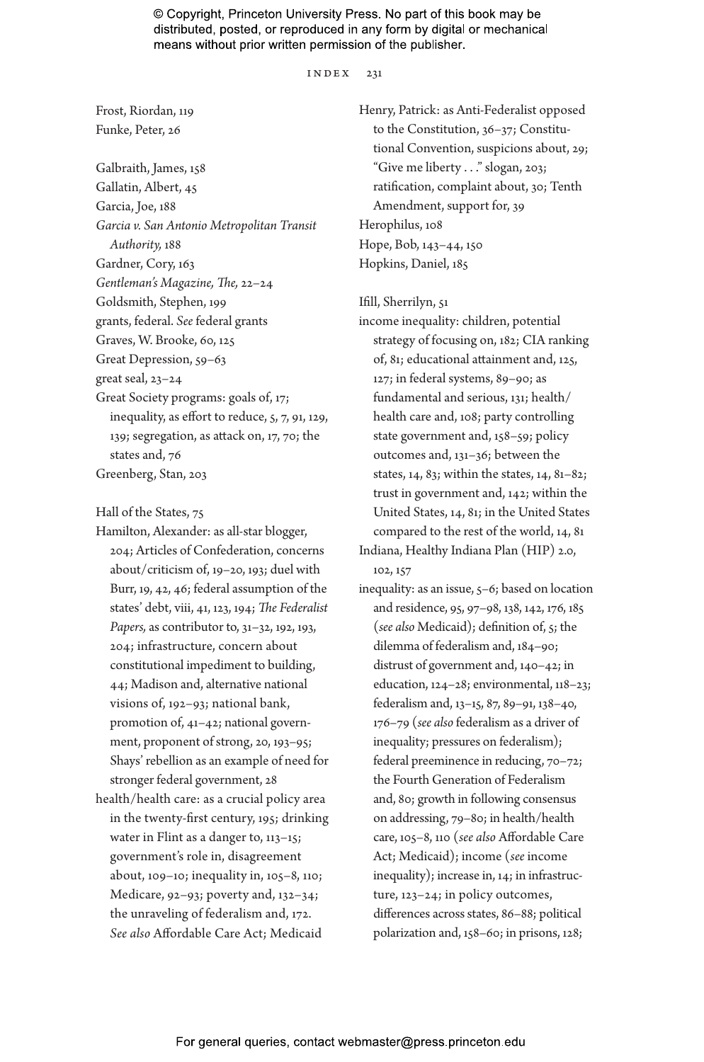Frost, Riordan, 119
Funke, Peter, 26

Galbraith, James, 158
Gallatin, Albert, 45
Garcia, Joe, 188
*Garcia v. San Antonio Metropolitan Transit Authority,* 188
Gardner, Cory, 163
*Gentleman's Magazine, The,* 22–24
Goldsmith, Stephen, 199
grants, federal. *See* federal grants
Graves, W. Brooke, 60, 125
Great Depression, 59–63
great seal, 23–24
Great Society programs: goals of, 17; inequality, as effort to reduce, 5, 7, 91, 129, 139; segregation, as attack on, 17, 70; the states and, 76
Greenberg, Stan, 203

Hall of the States, 75
Hamilton, Alexander: as all-star blogger, 204; Articles of Confederation, concerns about/criticism of, 19–20, 193; duel with Burr, 19, 42, 46; federal assumption of the states' debt, viii, 41, 123, 194; *The Federalist Papers,* as contributor to, 31–32, 192, 193, 204; infrastructure, concern about constitutional impediment to building, 44; Madison and, alternative national visions of, 192–93; national bank, promotion of, 41–42; national government, proponent of strong, 20, 193–95; Shays' rebellion as an example of need for stronger federal government, 28
health/health care: as a crucial policy area in the twenty-first century, 195; drinking water in Flint as a danger to, 113–15; government's role in, disagreement about, 109–10; inequality in, 105–8, 110; Medicare, 92–93; poverty and, 132–34; the unraveling of federalism and, 172. *See also* Affordable Care Act; Medicaid
Henry, Patrick: as Anti-Federalist opposed to the Constitution, 36–37; Constitutional Convention, suspicions about, 29; "Give me liberty . . ." slogan, 203; ratification, complaint about, 30; Tenth Amendment, support for, 39
Herophilus, 108
Hope, Bob, 143–44, 150
Hopkins, Daniel, 185

Ifill, Sherrilyn, 51
income inequality: children, potential strategy of focusing on, 182; CIA ranking of, 81; educational attainment and, 125, 127; in federal systems, 89–90; as fundamental and serious, 131; health/health care and, 108; party controlling state government and, 158–59; policy outcomes and, 131–36; between the states, 14, 83; within the states, 14, 81–82; trust in government and, 142; within the United States, 14, 81; in the United States compared to the rest of the world, 14, 81
Indiana, Healthy Indiana Plan (HIP) 2.0, 102, 157
inequality: as an issue, 5–6; based on location and residence, 95, 97–98, 138, 142, 176, 185 (*see also* Medicaid); definition of, 5; the dilemma of federalism and, 184–90; distrust of government and, 140–42; in education, 124–28; environmental, 118–23; federalism and, 13–15, 87, 89–91, 138–40, 176–79 (*see also* federalism as a driver of inequality; pressures on federalism); federal preeminence in reducing, 70–72; the Fourth Generation of Federalism and, 80; growth in following consensus on addressing, 79–80; in health/health care, 105–8, 110 (*see also* Affordable Care Act; Medicaid); income (*see* income inequality); increase in, 14; in infrastructure, 123–24; in policy outcomes, differences across states, 86–88; political polarization and, 158–60; in prisons, 128;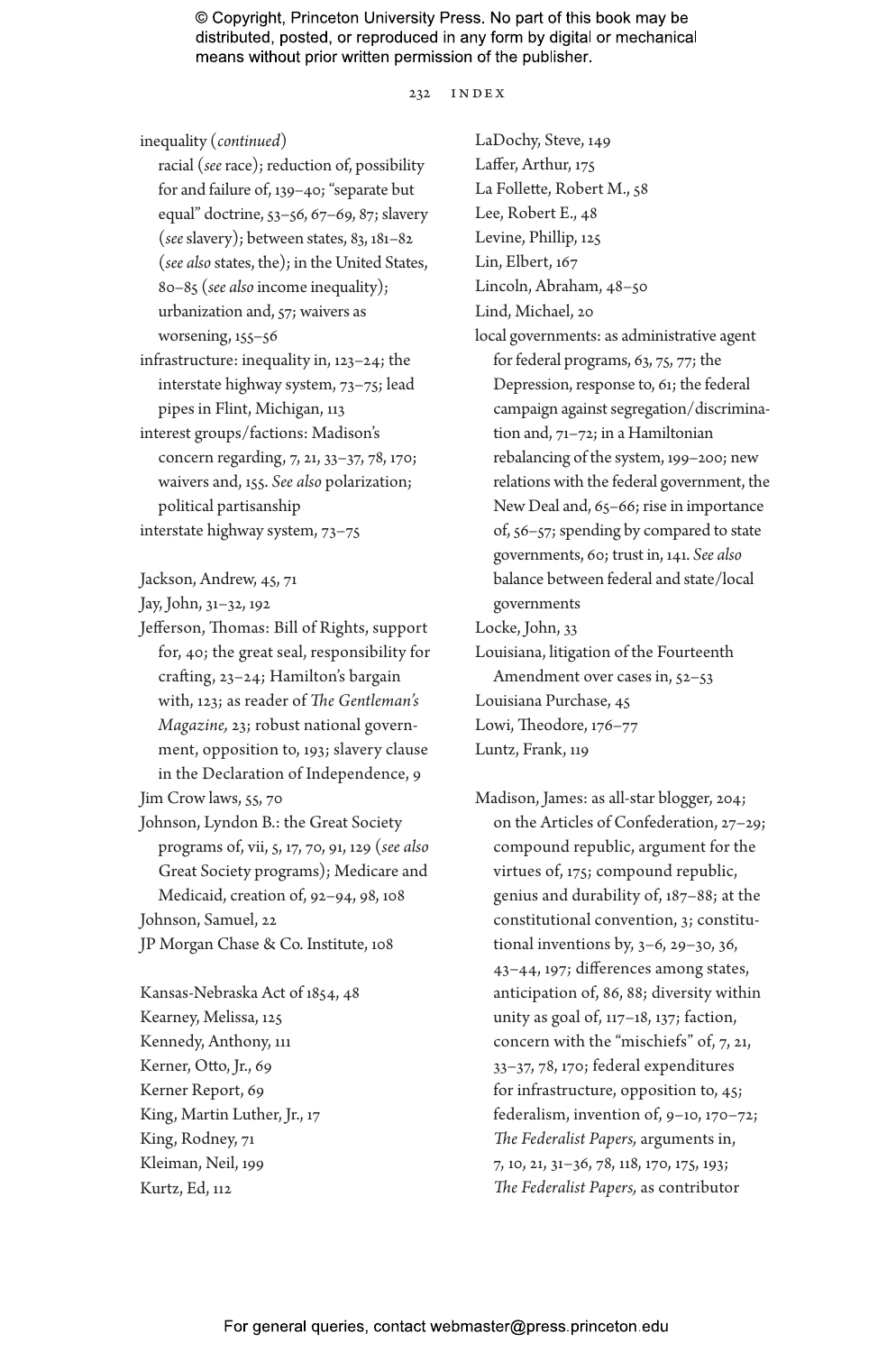inequality (*continued*)
racial (*see* race); reduction of, possibility for and failure of, 139–40; "separate but equal" doctrine, 53–56, 67–69, 87; slavery (*see* slavery); between states, 83, 181–82 (*see also* states, the); in the United States, 80–85 (*see also* income inequality); urbanization and, 57; waivers as worsening, 155–56

infrastructure: inequality in, 123–24; the interstate highway system, 73–75; lead pipes in Flint, Michigan, 113

interest groups/factions: Madison's concern regarding, 7, 21, 33–37, 78, 170; waivers and, 155. *See also* polarization; political partisanship

interstate highway system, 73–75

Jackson, Andrew, 45, 71

Jay, John, 31–32, 192

Jefferson, Thomas: Bill of Rights, support for, 40; the great seal, responsibility for crafting, 23–24; Hamilton's bargain with, 123; as reader of *The Gentleman's Magazine,* 23; robust national government, opposition to, 193; slavery clause in the Declaration of Independence, 9

Jim Crow laws, 55, 70

Johnson, Lyndon B.: the Great Society programs of, vii, 5, 17, 70, 91, 129 (*see also* Great Society programs); Medicare and Medicaid, creation of, 92–94, 98, 108

Johnson, Samuel, 22

JP Morgan Chase & Co. Institute, 108

Kansas-Nebraska Act of 1854, 48

Kearney, Melissa, 125

Kennedy, Anthony, 111

Kerner, Otto, Jr., 69

Kerner Report, 69

King, Martin Luther, Jr., 17

King, Rodney, 71

Kleiman, Neil, 199

Kurtz, Ed, 112

LaDochy, Steve, 149

Laffer, Arthur, 175

La Follette, Robert M., 58

Lee, Robert E., 48

Levine, Phillip, 125

Lin, Elbert, 167

Lincoln, Abraham, 48–50

Lind, Michael, 20

local governments: as administrative agent for federal programs, 63, 75, 77; the Depression, response to, 61; the federal campaign against segregation/discrimination and, 71–72; in a Hamiltonian rebalancing of the system, 199–200; new relations with the federal government, the New Deal and, 65–66; rise in importance of, 56–57; spending by compared to state governments, 60; trust in, 141. *See also* balance between federal and state/local governments

Locke, John, 33

Louisiana, litigation of the Fourteenth Amendment over cases in, 52–53

Louisiana Purchase, 45

Lowi, Theodore, 176–77

Luntz, Frank, 119

Madison, James: as all-star blogger, 204; on the Articles of Confederation, 27–29; compound republic, argument for the virtues of, 175; compound republic, genius and durability of, 187–88; at the constitutional convention, 3; constitutional inventions by, 3–6, 29–30, 36, 43–44, 197; differences among states, anticipation of, 86, 88; diversity within unity as goal of, 117–18, 137; faction, concern with the "mischiefs" of, 7, 21, 33–37, 78, 170; federal expenditures for infrastructure, opposition to, 45; federalism, invention of, 9–10, 170–72; *The Federalist Papers,* arguments in, 7, 10, 21, 31–36, 78, 118, 170, 175, 193; *The Federalist Papers,* as contributor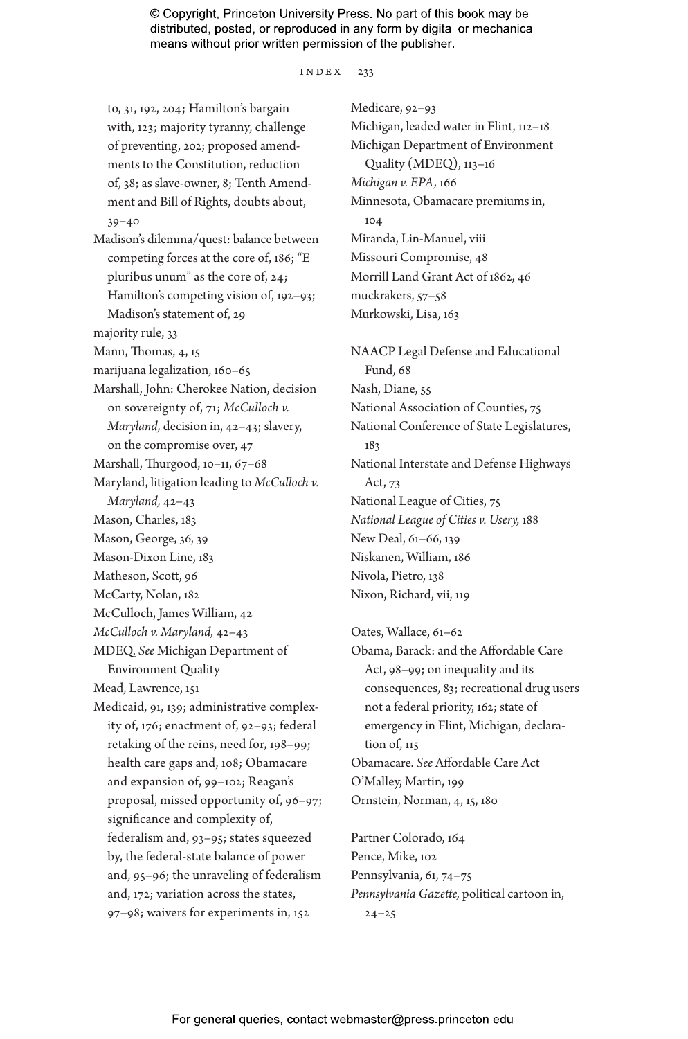to, 31, 192, 204; Hamilton's bargain with, 123; majority tyranny, challenge of preventing, 202; proposed amendments to the Constitution, reduction of, 38; as slave-owner, 8; Tenth Amendment and Bill of Rights, doubts about, 39–40

Madison's dilemma/quest: balance between competing forces at the core of, 186; "E pluribus unum" as the core of, 24; Hamilton's competing vision of, 192–93; Madison's statement of, 29

majority rule, 33

Mann, Thomas, 4, 15

marijuana legalization, 160–65

Marshall, John: Cherokee Nation, decision on sovereignty of, 71; *McCulloch v. Maryland,* decision in, 42–43; slavery, on the compromise over, 47

Marshall, Thurgood, 10–11, 67–68

Maryland, litigation leading to *McCulloch v. Maryland,* 42–43

Mason, Charles, 183

Mason, George, 36, 39

Mason-Dixon Line, 183

Matheson, Scott, 96

McCarty, Nolan, 182

McCulloch, James William, 42

*McCulloch v. Maryland,* 42–43

MDEQ. *See* Michigan Department of Environment Quality

Mead, Lawrence, 151

Medicaid, 91, 139; administrative complexity of, 176; enactment of, 92–93; federal retaking of the reins, need for, 198–99; health care gaps and, 108; Obamacare and expansion of, 99–102; Reagan's proposal, missed opportunity of, 96–97; significance and complexity of, federalism and, 93–95; states squeezed by, the federal-state balance of power and, 95–96; the unraveling of federalism and, 172; variation across the states, 97–98; waivers for experiments in, 152

Medicare, 92–93

Michigan, leaded water in Flint, 112–18

Michigan Department of Environment Quality (MDEQ), 113–16

*Michigan v. EPA,* 166

Minnesota, Obamacare premiums in, 104

Miranda, Lin-Manuel, viii

Missouri Compromise, 48

Morrill Land Grant Act of 1862, 46

muckrakers, 57–58

Murkowski, Lisa, 163

NAACP Legal Defense and Educational Fund, 68

Nash, Diane, 55

National Association of Counties, 75

National Conference of State Legislatures, 183

National Interstate and Defense Highways Act, 73

National League of Cities, 75

*National League of Cities v. Usery,* 188

New Deal, 61–66, 139

Niskanen, William, 186

Nivola, Pietro, 138

Nixon, Richard, vii, 119

Oates, Wallace, 61–62

Obama, Barack: and the Affordable Care Act, 98–99; on inequality and its consequences, 83; recreational drug users not a federal priority, 162; state of emergency in Flint, Michigan, declaration of, 115

Obamacare. *See* Affordable Care Act

O'Malley, Martin, 199

Ornstein, Norman, 4, 15, 180

Partner Colorado, 164

Pence, Mike, 102

Pennsylvania, 61, 74–75

*Pennsylvania Gazette,* political cartoon in, 24–25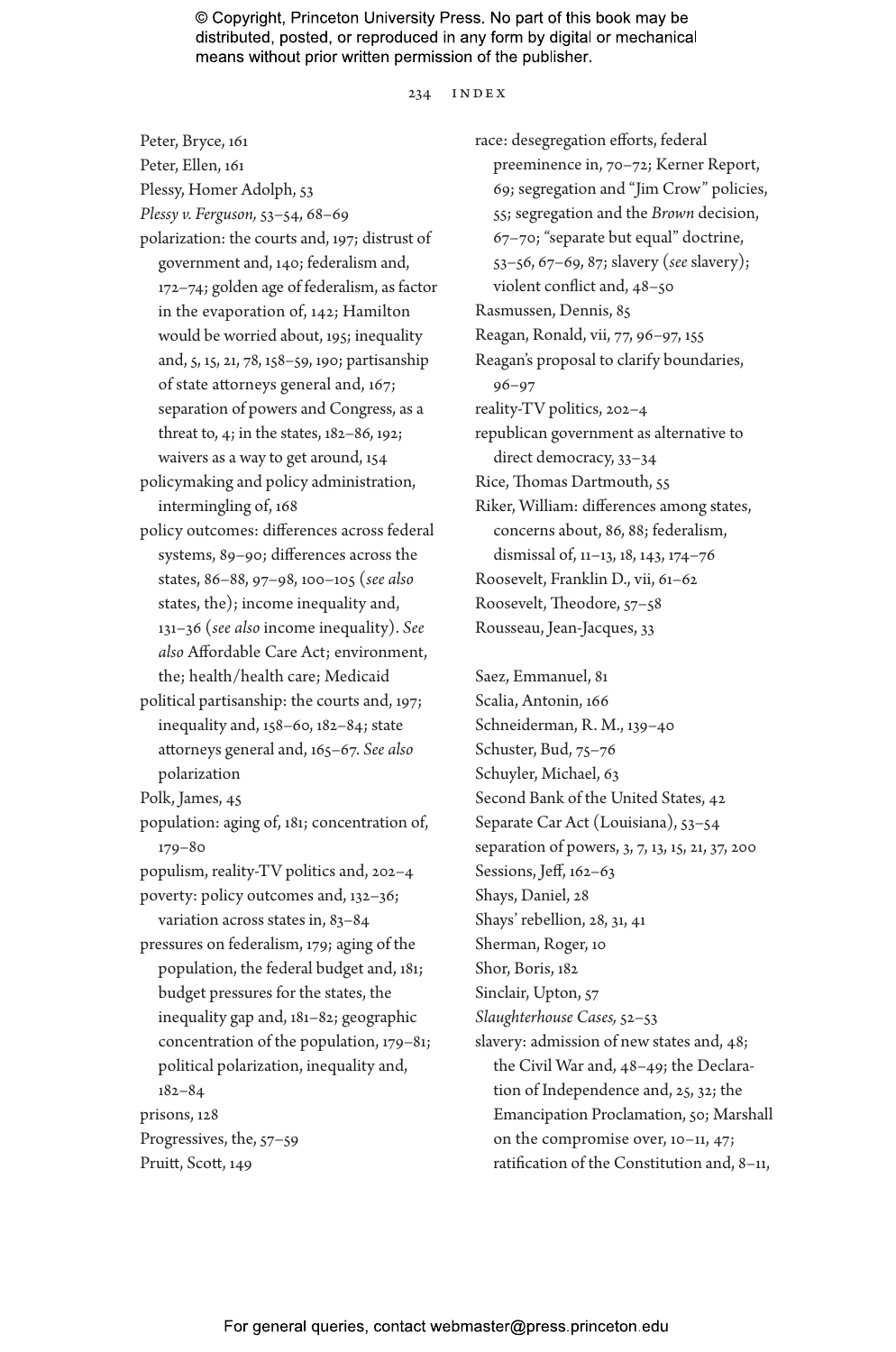Peter, Bryce, 161
Peter, Ellen, 161
Plessy, Homer Adolph, 53
*Plessy v. Ferguson,* 53–54, 68–69
polarization: the courts and, 197; distrust of government and, 140; federalism and, 172–74; golden age of federalism, as factor in the evaporation of, 142; Hamilton would be worried about, 195; inequality and, 5, 15, 21, 78, 158–59, 190; partisanship of state attorneys general and, 167; separation of powers and Congress, as a threat to, 4; in the states, 182–86, 192; waivers as a way to get around, 154
policymaking and policy administration, intermingling of, 168
policy outcomes: differences across federal systems, 89–90; differences across the states, 86–88, 97–98, 100–105 (*see also* states, the); income inequality and, 131–36 (*see also* income inequality). *See also* Affordable Care Act; environment, the; health/health care; Medicaid
political partisanship: the courts and, 197; inequality and, 158–60, 182–84; state attorneys general and, 165–67. *See also* polarization
Polk, James, 45
population: aging of, 181; concentration of, 179–80
populism, reality-TV politics and, 202–4
poverty: policy outcomes and, 132–36; variation across states in, 83–84
pressures on federalism, 179; aging of the population, the federal budget and, 181; budget pressures for the states, the inequality gap and, 181–82; geographic concentration of the population, 179–81; political polarization, inequality and, 182–84
prisons, 128
Progressives, the, 57–59
Pruitt, Scott, 149
race: desegregation efforts, federal preeminence in, 70–72; Kerner Report, 69; segregation and "Jim Crow" policies, 55; segregation and the *Brown* decision, 67–70; "separate but equal" doctrine, 53–56, 67–69, 87; slavery (*see* slavery); violent conflict and, 48–50
Rasmussen, Dennis, 85
Reagan, Ronald, vii, 77, 96–97, 155
Reagan's proposal to clarify boundaries, 96–97
reality-TV politics, 202–4
republican government as alternative to direct democracy, 33–34
Rice, Thomas Dartmouth, 55
Riker, William: differences among states, concerns about, 86, 88; federalism, dismissal of, 11–13, 18, 143, 174–76
Roosevelt, Franklin D., vii, 61–62
Roosevelt, Theodore, 57–58
Rousseau, Jean-Jacques, 33

Saez, Emmanuel, 81
Scalia, Antonin, 166
Schneiderman, R. M., 139–40
Schuster, Bud, 75–76
Schuyler, Michael, 63
Second Bank of the United States, 42
Separate Car Act (Louisiana), 53–54
separation of powers, 3, 7, 13, 15, 21, 37, 200
Sessions, Jeff, 162–63
Shays, Daniel, 28
Shays' rebellion, 28, 31, 41
Sherman, Roger, 10
Shor, Boris, 182
Sinclair, Upton, 57
*Slaughterhouse Cases,* 52–53
slavery: admission of new states and, 48; the Civil War and, 48–49; the Declaration of Independence and, 25, 32; the Emancipation Proclamation, 50; Marshall on the compromise over, 10–11, 47; ratification of the Constitution and, 8–11,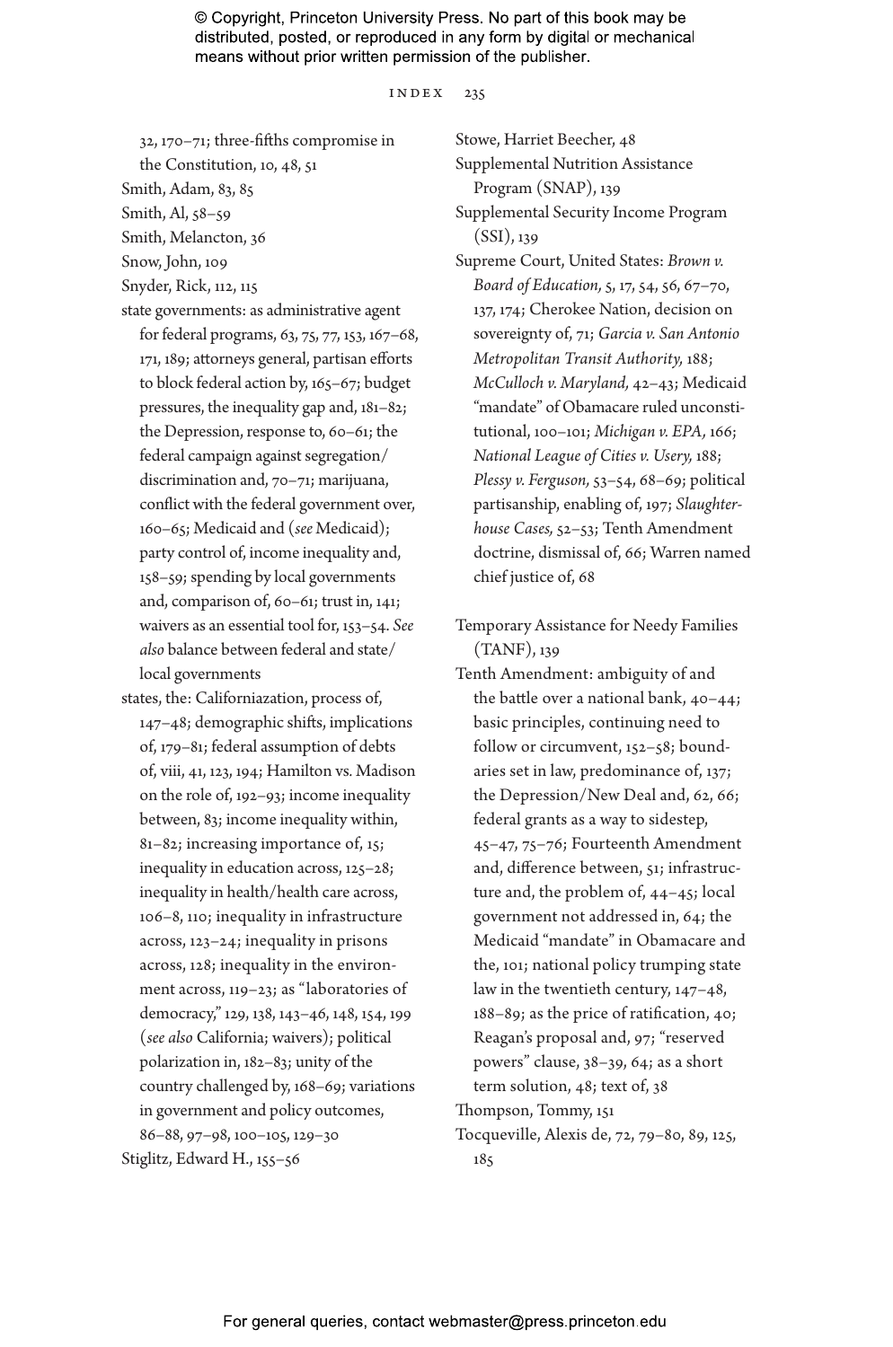32, 170–71; three-fifths compromise in the Constitution, 10, 48, 51

Smith, Adam, 83, 85

Smith, Al, 58–59

Smith, Melancton, 36

Snow, John, 109

Snyder, Rick, 112, 115

state governments: as administrative agent for federal programs, 63, 75, 77, 153, 167–68, 171, 189; attorneys general, partisan efforts to block federal action by, 165–67; budget pressures, the inequality gap and, 181–82; the Depression, response to, 60–61; the federal campaign against segregation/discrimination and, 70–71; marijuana, conflict with the federal government over, 160–65; Medicaid and (*see* Medicaid); party control of, income inequality and, 158–59; spending by local governments and, comparison of, 60–61; trust in, 141; waivers as an essential tool for, 153–54. *See also* balance between federal and state/local governments

states, the: Californiazation, process of, 147–48; demographic shifts, implications of, 179–81; federal assumption of debts of, viii, 41, 123, 194; Hamilton vs. Madison on the role of, 192–93; income inequality between, 83; income inequality within, 81–82; increasing importance of, 15; inequality in education across, 125–28; inequality in health/health care across, 106–8, 110; inequality in infrastructure across, 123–24; inequality in prisons across, 128; inequality in the environment across, 119–23; as "laboratories of democracy," 129, 138, 143–46, 148, 154, 199 (*see also* California; waivers); political polarization in, 182–83; unity of the country challenged by, 168–69; variations in government and policy outcomes, 86–88, 97–98, 100–105, 129–30

Stiglitz, Edward H., 155–56

Stowe, Harriet Beecher, 48

Supplemental Nutrition Assistance Program (SNAP), 139

Supplemental Security Income Program (SSI), 139

Supreme Court, United States: *Brown v. Board of Education,* 5, 17, 54, 56, 67–70, 137, 174; Cherokee Nation, decision on sovereignty of, 71; *Garcia v. San Antonio Metropolitan Transit Authority,* 188; *McCulloch v. Maryland,* 42–43; Medicaid "mandate" of Obamacare ruled unconstitutional, 100–101; *Michigan v. EPA,* 166; *National League of Cities v. Usery,* 188; *Plessy v. Ferguson,* 53–54, 68–69; political partisanship, enabling of, 197; *Slaughterhouse Cases,* 52–53; Tenth Amendment doctrine, dismissal of, 66; Warren named chief justice of, 68

Temporary Assistance for Needy Families (TANF), 139

Tenth Amendment: ambiguity of and the battle over a national bank, 40–44; basic principles, continuing need to follow or circumvent, 152–58; boundaries set in law, predominance of, 137; the Depression/New Deal and, 62, 66; federal grants as a way to sidestep, 45–47, 75–76; Fourteenth Amendment and, difference between, 51; infrastructure and, the problem of, 44–45; local government not addressed in, 64; the Medicaid "mandate" in Obamacare and the, 101; national policy trumping state law in the twentieth century, 147–48, 188–89; as the price of ratification, 40; Reagan's proposal and, 97; "reserved powers" clause, 38–39, 64; as a short term solution, 48; text of, 38

Thompson, Tommy, 151

Tocqueville, Alexis de, 72, 79–80, 89, 125, 185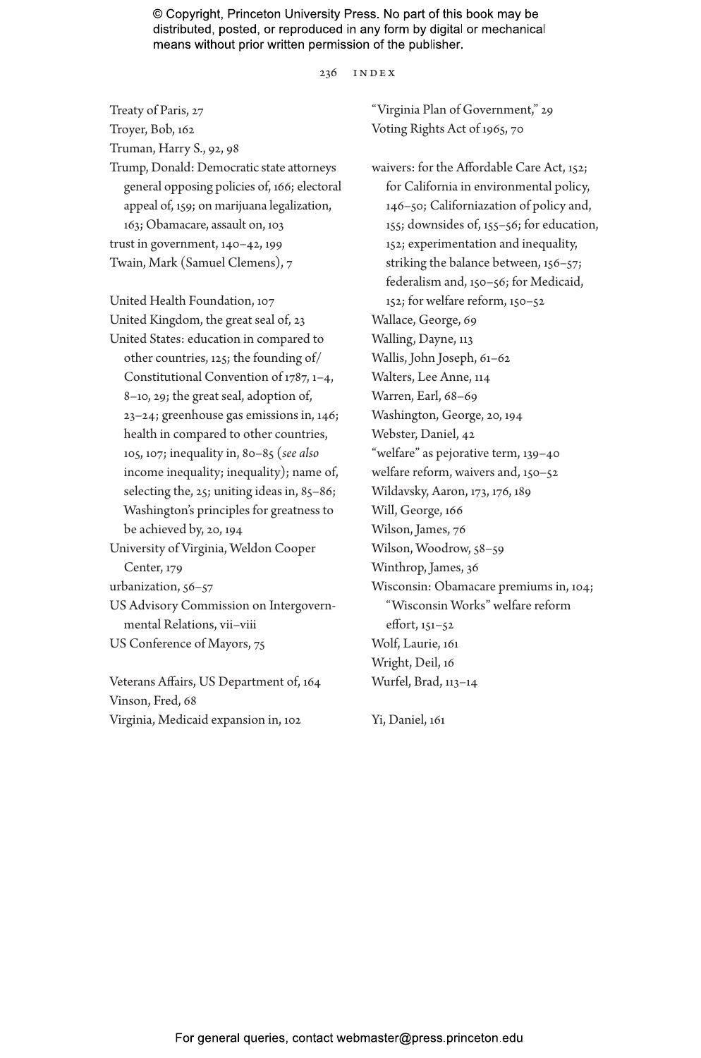Treaty of Paris, 27
Troyer, Bob, 162
Truman, Harry S., 92, 98
Trump, Donald: Democratic state attorneys general opposing policies of, 166; electoral appeal of, 159; on marijuana legalization, 163; Obamacare, assault on, 103
trust in government, 140–42, 199
Twain, Mark (Samuel Clemens), 7

United Health Foundation, 107
United Kingdom, the great seal of, 23
United States: education in compared to other countries, 125; the founding of/Constitutional Convention of 1787, 1–4, 8–10, 29; the great seal, adoption of, 23–24; greenhouse gas emissions in, 146; health in compared to other countries, 105, 107; inequality in, 80–85 (*see also* income inequality; inequality); name of, selecting the, 25; uniting ideas in, 85–86; Washington's principles for greatness to be achieved by, 20, 194
University of Virginia, Weldon Cooper Center, 179
urbanization, 56–57
US Advisory Commission on Intergovernmental Relations, vii–viii
US Conference of Mayors, 75

Veterans Affairs, US Department of, 164
Vinson, Fred, 68
Virginia, Medicaid expansion in, 102
"Virginia Plan of Government," 29
Voting Rights Act of 1965, 70

waivers: for the Affordable Care Act, 152; for California in environmental policy, 146–50; Californiazation of policy and, 155; downsides of, 155–56; for education, 152; experimentation and inequality, striking the balance between, 156–57; federalism and, 150–56; for Medicaid, 152; for welfare reform, 150–52
Wallace, George, 69
Walling, Dayne, 113
Wallis, John Joseph, 61–62
Walters, Lee Anne, 114
Warren, Earl, 68–69
Washington, George, 20, 194
Webster, Daniel, 42
"welfare" as pejorative term, 139–40
welfare reform, waivers and, 150–52
Wildavsky, Aaron, 173, 176, 189
Will, George, 166
Wilson, James, 76
Wilson, Woodrow, 58–59
Winthrop, James, 36
Wisconsin: Obamacare premiums in, 104; "Wisconsin Works" welfare reform effort, 151–52
Wolf, Laurie, 161
Wright, Deil, 16
Wurfel, Brad, 113–14

Yi, Daniel, 161